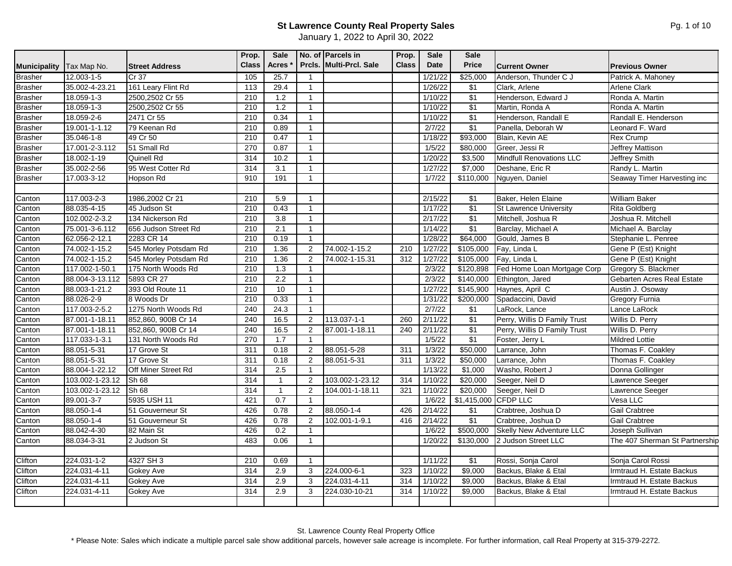# St Lawrence County Real Property Sales

January 1, 2022 to April 30, 2022

| Municipality | Tax Map No. | Street Address | Prop. Class | Sale Acres * | No. of Prcls. | Parcels in Multi-Prcl. Sale | Prop. Class | Sale Date | Sale Price | Current Owner | Previous Owner |
|---|---|---|---|---|---|---|---|---|---|---|---|
| Brasher | 12.003-1-5 | Cr 37 | 105 | 25.7 | 1 | | | 1/21/22 | $25,000 | Anderson, Thunder C J | Patrick A. Mahoney |
| Brasher | 35.002-4-23.21 | 161 Leary Flint Rd | 113 | 29.4 | 1 | | | 1/26/22 | $1 | Clark, Arlene | Arlene Clark |
| Brasher | 18.059-1-3 | 2500,2502 Cr 55 | 210 | 1.2 | 1 | | | 1/10/22 | $1 | Henderson, Edward J | Ronda A. Martin |
| Brasher | 18.059-1-3 | 2500,2502 Cr 55 | 210 | 1.2 | 1 | | | 1/10/22 | $1 | Martin, Ronda A | Ronda A. Martin |
| Brasher | 18.059-2-6 | 2471 Cr 55 | 210 | 0.34 | 1 | | | 1/10/22 | $1 | Henderson, Randall E | Randall E. Henderson |
| Brasher | 19.001-1-1.12 | 79 Keenan Rd | 210 | 0.89 | 1 | | | 2/7/22 | $1 | Panella, Deborah W | Leonard F. Ward |
| Brasher | 35.046-1-8 | 49 Cr 50 | 210 | 0.47 | 1 | | | 1/18/22 | $93,000 | Blain, Kevin AE | Rex Crump |
| Brasher | 17.001-2-3.112 | 51 Small Rd | 270 | 0.87 | 1 | | | 1/5/22 | $80,000 | Greer, Jessi R | Jeffrey Mattison |
| Brasher | 18.002-1-19 | Quinell Rd | 314 | 10.2 | 1 | | | 1/20/22 | $3,500 | Mindfull Renovations LLC | Jeffrey Smith |
| Brasher | 35.002-2-56 | 95 West Cotter Rd | 314 | 3.1 | 1 | | | 1/27/22 | $7,000 | Deshane, Eric R | Randy L. Martin |
| Brasher | 17.003-3-12 | Hopson Rd | 910 | 191 | 1 | | | 1/7/22 | $110,000 | Nguyen, Daniel | Seaway Timer Harvesting inc |
| | | | | | | | | | | | |
| Canton | 117.003-2-3 | 1986,2002 Cr 21 | 210 | 5.9 | 1 | | | 2/15/22 | $1 | Baker, Helen Elaine | William Baker |
| Canton | 88.035-4-15 | 45 Judson St | 210 | 0.43 | 1 | | | 1/17/22 | $1 | St Lawrence University | Rita Goldberg |
| Canton | 102.002-2-3.2 | 134 Nickerson Rd | 210 | 3.8 | 1 | | | 2/17/22 | $1 | Mitchell, Joshua R | Joshua R. Mitchell |
| Canton | 75.001-3-6.112 | 656 Judson Street Rd | 210 | 2.1 | 1 | | | 1/14/22 | $1 | Barclay, Michael A | Michael A. Barclay |
| Canton | 62.056-2-12.1 | 2283 CR 14 | 210 | 0.19 | 1 | | | 1/28/22 | $64,000 | Gould, James B | Stephanie L. Penree |
| Canton | 74.002-1-15.2 | 545 Morley Potsdam Rd | 210 | 1.36 | 2 | 74.002-1-15.2 | 210 | 1/27/22 | $105,000 | Fay, Linda L | Gene P (Est) Knight |
| Canton | 74.002-1-15.2 | 545 Morley Potsdam Rd | 210 | 1.36 | 2 | 74.002-1-15.31 | 312 | 1/27/22 | $105,000 | Fay, Linda L | Gene P (Est) Knight |
| Canton | 117.002-1-50.1 | 175 North Woods Rd | 210 | 1.3 | 1 | | | 2/3/22 | $120,898 | Fed Home Loan Mortgage Corp | Gregory S. Blackmer |
| Canton | 88.004-3-13.112 | 5893 CR 27 | 210 | 2.2 | 1 | | | 2/3/22 | $140,000 | Ethington, Jared | Gebarten Acres Real Estate |
| Canton | 88.003-1-21.2 | 393 Old Route 11 | 210 | 10 | 1 | | | 1/27/22 | $145,900 | Haynes, April C | Austin J. Osoway |
| Canton | 88.026-2-9 | 8 Woods Dr | 210 | 0.33 | 1 | | | 1/31/22 | $200,000 | Spadaccini, David | Gregory Furnia |
| Canton | 117.003-2-5.2 | 1275 North Woods Rd | 240 | 24.3 | 1 | | | 2/7/22 | $1 | LaRock, Lance | Lance LaRock |
| Canton | 87.001-1-18.11 | 852,860, 900B Cr 14 | 240 | 16.5 | 2 | 113.037-1-1 | 260 | 2/11/22 | $1 | Perry, Willis D Family Trust | Willis D. Perry |
| Canton | 87.001-1-18.11 | 852,860, 900B Cr 14 | 240 | 16.5 | 2 | 87.001-1-18.11 | 240 | 2/11/22 | $1 | Perry, Willis D Family Trust | Willis D. Perry |
| Canton | 117.033-1-3.1 | 131 North Woods Rd | 270 | 1.7 | 1 | | | 1/5/22 | $1 | Foster, Jerry L | Mildred Lottie |
| Canton | 88.051-5-31 | 17 Grove St | 311 | 0.18 | 2 | 88.051-5-28 | 311 | 1/3/22 | $50,000 | Larrance, John | Thomas F. Coakley |
| Canton | 88.051-5-31 | 17 Grove St | 311 | 0.18 | 2 | 88.051-5-31 | 311 | 1/3/22 | $50,000 | Larrance, John | Thomas F. Coakley |
| Canton | 88.004-1-22.12 | Off Miner Street Rd | 314 | 2.5 | 1 | | | 1/13/22 | $1,000 | Washo, Robert J | Donna Gollinger |
| Canton | 103.002-1-23.12 | Sh 68 | 314 | 1 | 2 | 103.002-1-23.12 | 314 | 1/10/22 | $20,000 | Seeger, Neil D | Lawrence Seeger |
| Canton | 103.002-1-23.12 | Sh 68 | 314 | 1 | 2 | 104.001-1-18.11 | 321 | 1/10/22 | $20,000 | Seeger, Neil D | Lawrence Seeger |
| Canton | 89.001-3-7 | 5935 USH 11 | 421 | 0.7 | 1 | | | 1/6/22 | $1,415,000 | CFDP LLC | Vesa LLC |
| Canton | 88.050-1-4 | 51 Gouverneur St | 426 | 0.78 | 2 | 88.050-1-4 | 426 | 2/14/22 | $1 | Crabtree, Joshua D | Gail Crabtree |
| Canton | 88.050-1-4 | 51 Gouverneur St | 426 | 0.78 | 2 | 102.001-1-9.1 | 416 | 2/14/22 | $1 | Crabtree, Joshua D | Gail Crabtree |
| Canton | 88.042-4-30 | 82 Main St | 426 | 0.2 | 1 | | | 1/6/22 | $500,000 | Skelly New Adventure LLC | Joseph Sullivan |
| Canton | 88.034-3-31 | 2 Judson St | 483 | 0.06 | 1 | | | 1/20/22 | $130,000 | 2 Judson Street LLC | The 407 Sherman St Partnership |
| | | | | | | | | | | | |
| Clifton | 224.031-1-2 | 4327 SH 3 | 210 | 0.69 | 1 | | | 1/11/22 | $1 | Rossi, Sonja Carol | Sonja Carol Rossi |
| Clifton | 224.031-4-11 | Gokey Ave | 314 | 2.9 | 3 | 224.000-6-1 | 323 | 1/10/22 | $9,000 | Backus, Blake & Etal | Irmtraud H. Estate Backus |
| Clifton | 224.031-4-11 | Gokey Ave | 314 | 2.9 | 3 | 224.031-4-11 | 314 | 1/10/22 | $9,000 | Backus, Blake & Etal | Irmtraud H. Estate Backus |
| Clifton | 224.031-4-11 | Gokey Ave | 314 | 2.9 | 3 | 224.030-10-21 | 314 | 1/10/22 | $9,000 | Backus, Blake & Etal | Irmtraud H. Estate Backus |

St. Lawrence County Real Property Office

* Please Note: Sales which indicate a multiple parcel sale show additional parcels, however sale acreage is incomplete. For further information, call Real Property at 315-379-2272.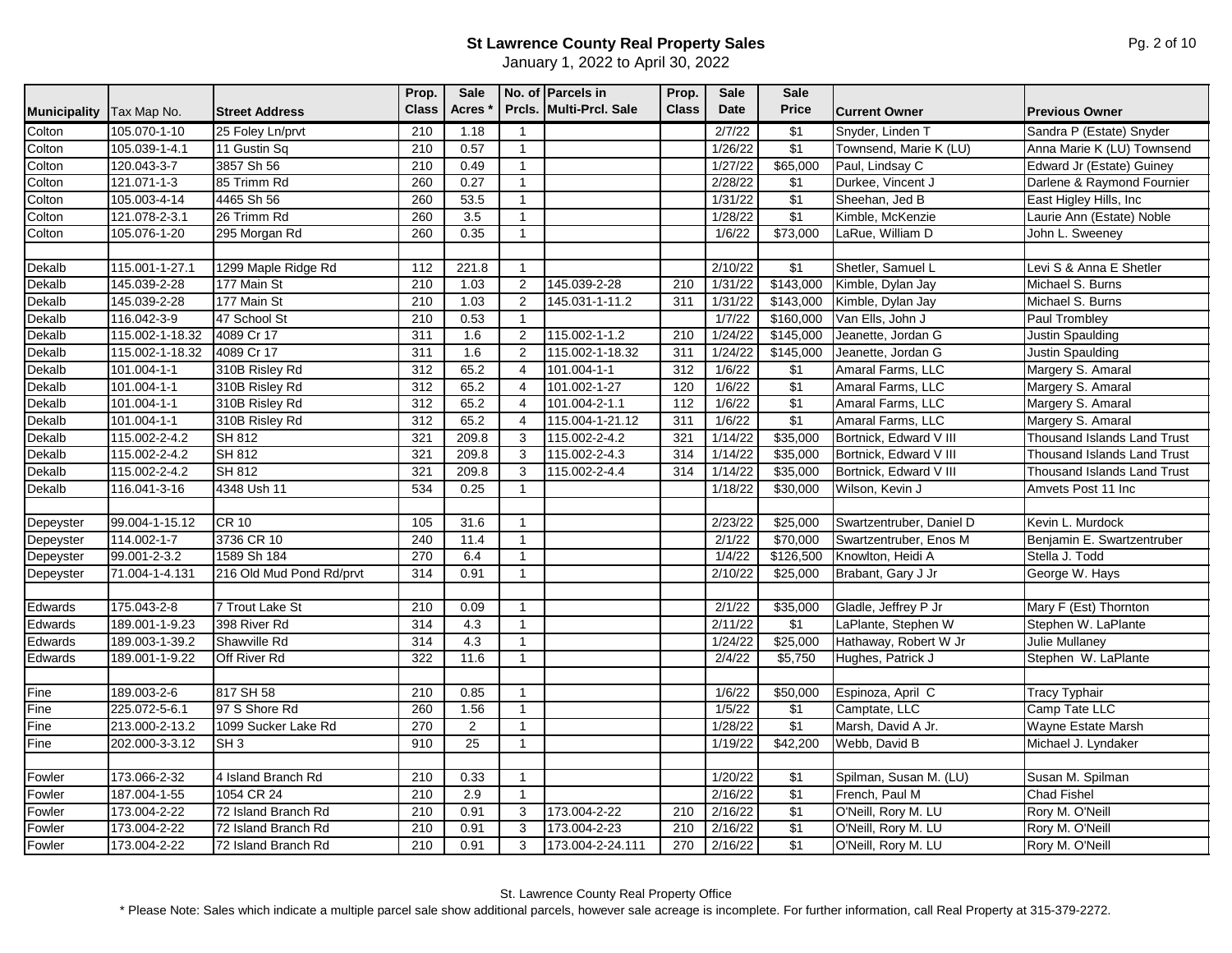# St Lawrence County Real Property Sales

January 1, 2022 to April 30, 2022

| Municipality | Tax Map No. | Street Address | Prop. Class | Sale Acres * | No. of Prcls. | Parcels in Multi-Prcl. Sale | Prop. Class | Sale Date | Sale Price | Current Owner | Previous Owner |
|---|---|---|---|---|---|---|---|---|---|---|---|
| Colton | 105.070-1-10 | 25 Foley Ln/prvt | 210 | 1.18 | 1 | | | 2/7/22 | $1 | Snyder, Linden T | Sandra P (Estate) Snyder |
| Colton | 105.039-1-4.1 | 11 Gustin Sq | 210 | 0.57 | 1 | | | 1/26/22 | $1 | Townsend, Marie K (LU) | Anna Marie K (LU) Townsend |
| Colton | 120.043-3-7 | 3857 Sh 56 | 210 | 0.49 | 1 | | | 1/27/22 | $65,000 | Paul, Lindsay C | Edward Jr (Estate) Guiney |
| Colton | 121.071-1-3 | 85 Trimm Rd | 260 | 0.27 | 1 | | | 2/28/22 | $1 | Durkee, Vincent J | Darlene & Raymond Fournier |
| Colton | 105.003-4-14 | 4465 Sh 56 | 260 | 53.5 | 1 | | | 1/31/22 | $1 | Sheehan, Jed B | East Higley Hills, Inc |
| Colton | 121.078-2-3.1 | 26 Trimm Rd | 260 | 3.5 | 1 | | | 1/28/22 | $1 | Kimble, McKenzie | Laurie Ann (Estate) Noble |
| Colton | 105.076-1-20 | 295 Morgan Rd | 260 | 0.35 | 1 | | | 1/6/22 | $73,000 | LaRue, William D | John L. Sweeney |
| | | | | | | | | | | | |
| Dekalb | 115.001-1-27.1 | 1299 Maple Ridge Rd | 112 | 221.8 | 1 | | | 2/10/22 | $1 | Shetler, Samuel L | Levi S & Anna E Shetler |
| Dekalb | 145.039-2-28 | 177 Main St | 210 | 1.03 | 2 | 145.039-2-28 | 210 | 1/31/22 | $143,000 | Kimble, Dylan Jay | Michael S. Burns |
| Dekalb | 145.039-2-28 | 177 Main St | 210 | 1.03 | 2 | 145.031-1-11.2 | 311 | 1/31/22 | $143,000 | Kimble, Dylan Jay | Michael S. Burns |
| Dekalb | 116.042-3-9 | 47 School St | 210 | 0.53 | 1 | | | 1/7/22 | $160,000 | Van Ells, John J | Paul Trombley |
| Dekalb | 115.002-1-18.32 | 4089 Cr 17 | 311 | 1.6 | 2 | 115.002-1-1.2 | 210 | 1/24/22 | $145,000 | Jeanette, Jordan G | Justin Spaulding |
| Dekalb | 115.002-1-18.32 | 4089 Cr 17 | 311 | 1.6 | 2 | 115.002-1-18.32 | 311 | 1/24/22 | $145,000 | Jeanette, Jordan G | Justin Spaulding |
| Dekalb | 101.004-1-1 | 310B Risley Rd | 312 | 65.2 | 4 | 101.004-1-1 | 312 | 1/6/22 | $1 | Amaral Farms, LLC | Margery S. Amaral |
| Dekalb | 101.004-1-1 | 310B Risley Rd | 312 | 65.2 | 4 | 101.002-1-27 | 120 | 1/6/22 | $1 | Amaral Farms, LLC | Margery S. Amaral |
| Dekalb | 101.004-1-1 | 310B Risley Rd | 312 | 65.2 | 4 | 101.004-2-1.1 | 112 | 1/6/22 | $1 | Amaral Farms, LLC | Margery S. Amaral |
| Dekalb | 101.004-1-1 | 310B Risley Rd | 312 | 65.2 | 4 | 115.004-1-21.12 | 311 | 1/6/22 | $1 | Amaral Farms, LLC | Margery S. Amaral |
| Dekalb | 115.002-2-4.2 | SH 812 | 321 | 209.8 | 3 | 115.002-2-4.2 | 321 | 1/14/22 | $35,000 | Bortnick, Edward V III | Thousand Islands Land Trust |
| Dekalb | 115.002-2-4.2 | SH 812 | 321 | 209.8 | 3 | 115.002-2-4.3 | 314 | 1/14/22 | $35,000 | Bortnick, Edward V III | Thousand Islands Land Trust |
| Dekalb | 115.002-2-4.2 | SH 812 | 321 | 209.8 | 3 | 115.002-2-4.4 | 314 | 1/14/22 | $35,000 | Bortnick, Edward V III | Thousand Islands Land Trust |
| Dekalb | 116.041-3-16 | 4348 Ush 11 | 534 | 0.25 | 1 | | | 1/18/22 | $30,000 | Wilson, Kevin J | Amvets Post 11 Inc |
| | | | | | | | | | | | |
| Depeyster | 99.004-1-15.12 | CR 10 | 105 | 31.6 | 1 | | | 2/23/22 | $25,000 | Swartzentruber, Daniel D | Kevin L. Murdock |
| Depeyster | 114.002-1-7 | 3736 CR 10 | 240 | 11.4 | 1 | | | 2/1/22 | $70,000 | Swartzentruber, Enos M | Benjamin E. Swartzentruber |
| Depeyster | 99.001-2-3.2 | 1589 Sh 184 | 270 | 6.4 | 1 | | | 1/4/22 | $126,500 | Knowlton, Heidi A | Stella J. Todd |
| Depeyster | 71.004-1-4.131 | 216 Old Mud Pond Rd/prvt | 314 | 0.91 | 1 | | | 2/10/22 | $25,000 | Brabant, Gary J Jr | George W. Hays |
| | | | | | | | | | | | |
| Edwards | 175.043-2-8 | 7 Trout Lake St | 210 | 0.09 | 1 | | | 2/1/22 | $35,000 | Gladle, Jeffrey P Jr | Mary F (Est) Thornton |
| Edwards | 189.001-1-9.23 | 398 River Rd | 314 | 4.3 | 1 | | | 2/11/22 | $1 | LaPlante, Stephen W | Stephen W. LaPlante |
| Edwards | 189.003-1-39.2 | Shawville Rd | 314 | 4.3 | 1 | | | 1/24/22 | $25,000 | Hathaway, Robert W Jr | Julie Mullaney |
| Edwards | 189.001-1-9.22 | Off River Rd | 322 | 11.6 | 1 | | | 2/4/22 | $5,750 | Hughes, Patrick J | Stephen W. LaPlante |
| | | | | | | | | | | | |
| Fine | 189.003-2-6 | 817 SH 58 | 210 | 0.85 | 1 | | | 1/6/22 | $50,000 | Espinoza, April C | Tracy Typhair |
| Fine | 225.072-5-6.1 | 97 S Shore Rd | 260 | 1.56 | 1 | | | 1/5/22 | $1 | Camptate, LLC | Camp Tate LLC |
| Fine | 213.000-2-13.2 | 1099 Sucker Lake Rd | 270 | 2 | 1 | | | 1/28/22 | $1 | Marsh, David A Jr. | Wayne Estate Marsh |
| Fine | 202.000-3-3.12 | SH 3 | 910 | 25 | 1 | | | 1/19/22 | $42,200 | Webb, David B | Michael J. Lyndaker |
| | | | | | | | | | | | |
| Fowler | 173.066-2-32 | 4 Island Branch Rd | 210 | 0.33 | 1 | | | 1/20/22 | $1 | Spilman, Susan M. (LU) | Susan M. Spilman |
| Fowler | 187.004-1-55 | 1054 CR 24 | 210 | 2.9 | 1 | | | 2/16/22 | $1 | French, Paul M | Chad Fishel |
| Fowler | 173.004-2-22 | 72 Island Branch Rd | 210 | 0.91 | 3 | 173.004-2-22 | 210 | 2/16/22 | $1 | O'Neill, Rory M. LU | Rory M. O'Neill |
| Fowler | 173.004-2-22 | 72 Island Branch Rd | 210 | 0.91 | 3 | 173.004-2-23 | 210 | 2/16/22 | $1 | O'Neill, Rory M. LU | Rory M. O'Neill |
| Fowler | 173.004-2-22 | 72 Island Branch Rd | 210 | 0.91 | 3 | 173.004-2-24.111 | 270 | 2/16/22 | $1 | O'Neill, Rory M. LU | Rory M. O'Neill |

St. Lawrence County Real Property Office

\* Please Note: Sales which indicate a multiple parcel sale show additional parcels, however sale acreage is incomplete. For further information, call Real Property at 315-379-2272.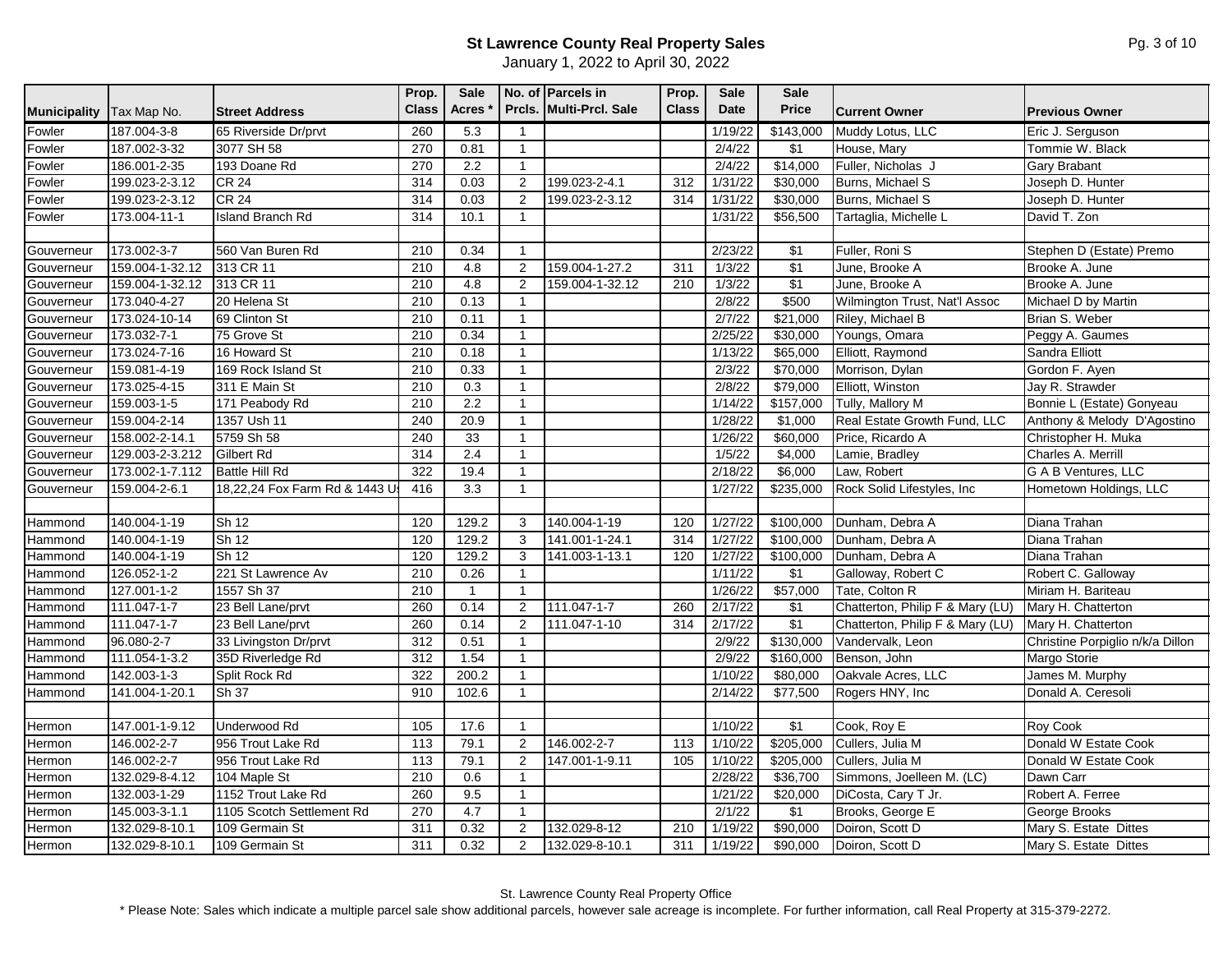# St Lawrence County Real Property Sales

January 1, 2022 to April 30, 2022

| Municipality | Tax Map No. | Street Address | Prop. Class | Sale Acres * | No. of Prcls. | Parcels in Multi-Prcl. Sale | Prop. Class | Sale Date | Sale Price | Current Owner | Previous Owner |
|---|---|---|---|---|---|---|---|---|---|---|---|
| Fowler | 187.004-3-8 | 65 Riverside Dr/prvt | 260 | 5.3 | 1 | | | 1/19/22 | $143,000 | Muddy Lotus, LLC | Eric J. Serguson |
| Fowler | 187.002-3-32 | 3077 SH 58 | 270 | 0.81 | 1 | | | 2/4/22 | $1 | House, Mary | Tommie W. Black |
| Fowler | 186.001-2-35 | 193 Doane Rd | 270 | 2.2 | 1 | | | 2/4/22 | $14,000 | Fuller, Nicholas J | Gary Brabant |
| Fowler | 199.023-2-3.12 | CR 24 | 314 | 0.03 | 2 | 199.023-2-4.1 | 312 | 1/31/22 | $30,000 | Burns, Michael S | Joseph D. Hunter |
| Fowler | 199.023-2-3.12 | CR 24 | 314 | 0.03 | 2 | 199.023-2-3.12 | 314 | 1/31/22 | $30,000 | Burns, Michael S | Joseph D. Hunter |
| Fowler | 173.004-11-1 | Island Branch Rd | 314 | 10.1 | 1 | | | 1/31/22 | $56,500 | Tartaglia, Michelle L | David T. Zon |
| | | | | | | | | | | | |
| Gouverneur | 173.002-3-7 | 560 Van Buren Rd | 210 | 0.34 | 1 | | | 2/23/22 | $1 | Fuller, Roni S | Stephen D (Estate) Premo |
| Gouverneur | 159.004-1-32.12 | 313 CR 11 | 210 | 4.8 | 2 | 159.004-1-27.2 | 311 | 1/3/22 | $1 | June, Brooke A | Brooke A. June |
| Gouverneur | 159.004-1-32.12 | 313 CR 11 | 210 | 4.8 | 2 | 159.004-1-32.12 | 210 | 1/3/22 | $1 | June, Brooke A | Brooke A. June |
| Gouverneur | 173.040-4-27 | 20 Helena St | 210 | 0.13 | 1 | | | 2/8/22 | $500 | Wilmington Trust, Nat'l Assoc | Michael D by Martin |
| Gouverneur | 173.024-10-14 | 69 Clinton St | 210 | 0.11 | 1 | | | 2/7/22 | $21,000 | Riley, Michael B | Brian S. Weber |
| Gouverneur | 173.032-7-1 | 75 Grove St | 210 | 0.34 | 1 | | | 2/25/22 | $30,000 | Youngs, Omara | Peggy A. Gaumes |
| Gouverneur | 173.024-7-16 | 16 Howard St | 210 | 0.18 | 1 | | | 1/13/22 | $65,000 | Elliott, Raymond | Sandra Elliott |
| Gouverneur | 159.081-4-19 | 169 Rock Island St | 210 | 0.33 | 1 | | | 2/3/22 | $70,000 | Morrison, Dylan | Gordon F. Ayen |
| Gouverneur | 173.025-4-15 | 311 E Main St | 210 | 0.3 | 1 | | | 2/8/22 | $79,000 | Elliott, Winston | Jay R. Strawder |
| Gouverneur | 159.003-1-5 | 171 Peabody Rd | 210 | 2.2 | 1 | | | 1/14/22 | $157,000 | Tully, Mallory M | Bonnie L (Estate) Gonyeau |
| Gouverneur | 159.004-2-14 | 1357 Ush 11 | 240 | 20.9 | 1 | | | 1/28/22 | $1,000 | Real Estate Growth Fund, LLC | Anthony & Melody D'Agostino |
| Gouverneur | 158.002-2-14.1 | 5759 Sh 58 | 240 | 33 | 1 | | | 1/26/22 | $60,000 | Price, Ricardo A | Christopher H. Muka |
| Gouverneur | 129.003-2-3.212 | Gilbert Rd | 314 | 2.4 | 1 | | | 1/5/22 | $4,000 | Lamie, Bradley | Charles A. Merrill |
| Gouverneur | 173.002-1-7.112 | Battle Hill Rd | 322 | 19.4 | 1 | | | 2/18/22 | $6,000 | Law, Robert | G A B Ventures, LLC |
| Gouverneur | 159.004-2-6.1 | 18,22,24 Fox Farm Rd & 1443 U | 416 | 3.3 | 1 | | | 1/27/22 | $235,000 | Rock Solid Lifestyles, Inc | Hometown Holdings, LLC |
| | | | | | | | | | | | |
| Hammond | 140.004-1-19 | Sh 12 | 120 | 129.2 | 3 | 140.004-1-19 | 120 | 1/27/22 | $100,000 | Dunham, Debra A | Diana Trahan |
| Hammond | 140.004-1-19 | Sh 12 | 120 | 129.2 | 3 | 141.001-1-24.1 | 314 | 1/27/22 | $100,000 | Dunham, Debra A | Diana Trahan |
| Hammond | 140.004-1-19 | Sh 12 | 120 | 129.2 | 3 | 141.003-1-13.1 | 120 | 1/27/22 | $100,000 | Dunham, Debra A | Diana Trahan |
| Hammond | 126.052-1-2 | 221 St Lawrence Av | 210 | 0.26 | 1 | | | 1/11/22 | $1 | Galloway, Robert C | Robert C. Galloway |
| Hammond | 127.001-1-2 | 1557 Sh 37 | 210 | 1 | 1 | | | 1/26/22 | $57,000 | Tate, Colton R | Miriam H. Bariteau |
| Hammond | 111.047-1-7 | 23 Bell Lane/prvt | 260 | 0.14 | 2 | 111.047-1-7 | 260 | 2/17/22 | $1 | Chatterton, Philip F & Mary (LU) | Mary H. Chatterton |
| Hammond | 111.047-1-7 | 23 Bell Lane/prvt | 260 | 0.14 | 2 | 111.047-1-10 | 314 | 2/17/22 | $1 | Chatterton, Philip F & Mary (LU) | Mary H. Chatterton |
| Hammond | 96.080-2-7 | 33 Livingston Dr/prvt | 312 | 0.51 | 1 | | | 2/9/22 | $130,000 | Vandervalk, Leon | Christine Porpiglio n/k/a Dillon |
| Hammond | 111.054-1-3.2 | 35D Riverledge Rd | 312 | 1.54 | 1 | | | 2/9/22 | $160,000 | Benson, John | Margo Storie |
| Hammond | 142.003-1-3 | Split Rock Rd | 322 | 200.2 | 1 | | | 1/10/22 | $80,000 | Oakvale Acres, LLC | James M. Murphy |
| Hammond | 141.004-1-20.1 | Sh 37 | 910 | 102.6 | 1 | | | 2/14/22 | $77,500 | Rogers HNY, Inc | Donald A. Ceresoli |
| | | | | | | | | | | | |
| Hermon | 147.001-1-9.12 | Underwood Rd | 105 | 17.6 | 1 | | | 1/10/22 | $1 | Cook, Roy E | Roy Cook |
| Hermon | 146.002-2-7 | 956 Trout Lake Rd | 113 | 79.1 | 2 | 146.002-2-7 | 113 | 1/10/22 | $205,000 | Cullers, Julia M | Donald W Estate Cook |
| Hermon | 146.002-2-7 | 956 Trout Lake Rd | 113 | 79.1 | 2 | 147.001-1-9.11 | 105 | 1/10/22 | $205,000 | Cullers, Julia M | Donald W Estate Cook |
| Hermon | 132.029-8-4.12 | 104 Maple St | 210 | 0.6 | 1 | | | 2/28/22 | $36,700 | Simmons, Joelleen M. (LC) | Dawn Carr |
| Hermon | 132.003-1-29 | 1152 Trout Lake Rd | 260 | 9.5 | 1 | | | 1/21/22 | $20,000 | DiCosta, Cary T Jr. | Robert A. Ferree |
| Hermon | 145.003-3-1.1 | 1105 Scotch Settlement Rd | 270 | 4.7 | 1 | | | 2/1/22 | $1 | Brooks, George E | George Brooks |
| Hermon | 132.029-8-10.1 | 109 Germain St | 311 | 0.32 | 2 | 132.029-8-12 | 210 | 1/19/22 | $90,000 | Doiron, Scott D | Mary S. Estate Dittes |
| Hermon | 132.029-8-10.1 | 109 Germain St | 311 | 0.32 | 2 | 132.029-8-10.1 | 311 | 1/19/22 | $90,000 | Doiron, Scott D | Mary S. Estate Dittes |

St. Lawrence County Real Property Office

* Please Note: Sales which indicate a multiple parcel sale show additional parcels, however sale acreage is incomplete. For further information, call Real Property at 315-379-2272.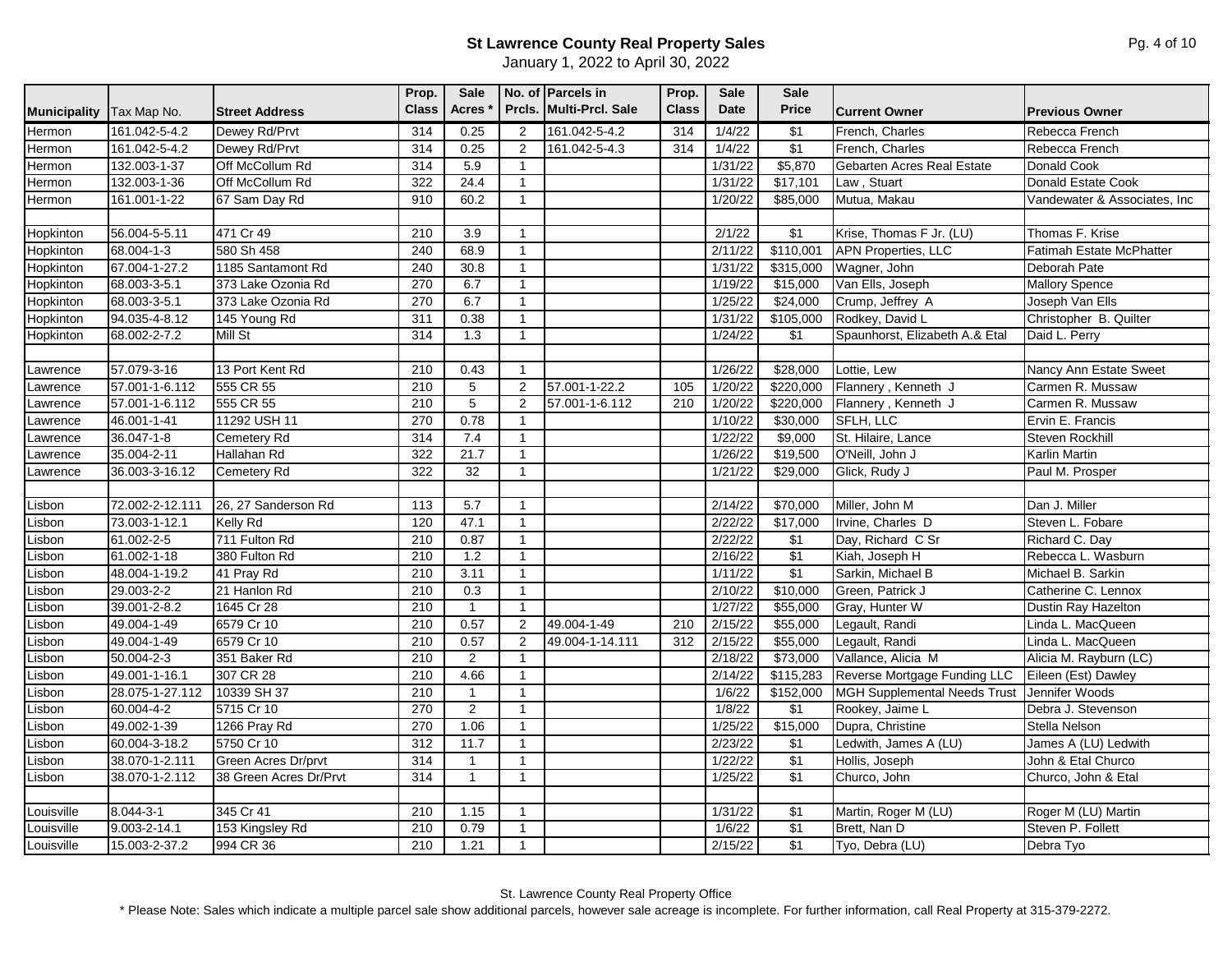# St Lawrence County Real Property Sales

January 1, 2022 to April 30, 2022

| Municipality | Tax Map No. | Street Address | Prop. Class | Sale Acres * | No. of Prcls. | Parcels in Multi-Prcl. Sale | Prop. Class | Sale Date | Sale Price | Current Owner | Previous Owner |
|---|---|---|---|---|---|---|---|---|---|---|---|
| Hermon | 161.042-5-4.2 | Dewey Rd/Prvt | 314 | 0.25 | 2 | 161.042-5-4.2 | 314 | 1/4/22 | $1 | French, Charles | Rebecca French |
| Hermon | 161.042-5-4.2 | Dewey Rd/Prvt | 314 | 0.25 | 2 | 161.042-5-4.3 | 314 | 1/4/22 | $1 | French, Charles | Rebecca French |
| Hermon | 132.003-1-37 | Off McCollum Rd | 314 | 5.9 | 1 | | | 1/31/22 | $5,870 | Gebarten Acres Real Estate | Donald Cook |
| Hermon | 132.003-1-36 | Off McCollum Rd | 322 | 24.4 | 1 | | | 1/31/22 | $17,101 | Law , Stuart | Donald Estate Cook |
| Hermon | 161.001-1-22 | 67 Sam Day Rd | 910 | 60.2 | 1 | | | 1/20/22 | $85,000 | Mutua, Makau | Vandewater & Associates, Inc |
| | | | | | | | | | | | |
| Hopkinton | 56.004-5-5.11 | 471 Cr 49 | 210 | 3.9 | 1 | | | 2/1/22 | $1 | Krise, Thomas F Jr. (LU) | Thomas F. Krise |
| Hopkinton | 68.004-1-3 | 580 Sh 458 | 240 | 68.9 | 1 | | | 2/11/22 | $110,001 | APN Properties, LLC | Fatimah Estate McPhatter |
| Hopkinton | 67.004-1-27.2 | 1185 Santamont Rd | 240 | 30.8 | 1 | | | 1/31/22 | $315,000 | Wagner, John | Deborah Pate |
| Hopkinton | 68.003-3-5.1 | 373 Lake Ozonia Rd | 270 | 6.7 | 1 | | | 1/19/22 | $15,000 | Van Ells, Joseph | Mallory Spence |
| Hopkinton | 68.003-3-5.1 | 373 Lake Ozonia Rd | 270 | 6.7 | 1 | | | 1/25/22 | $24,000 | Crump, Jeffrey A | Joseph Van Ells |
| Hopkinton | 94.035-4-8.12 | 145 Young Rd | 311 | 0.38 | 1 | | | 1/31/22 | $105,000 | Rodkey, David L | Christopher B. Quilter |
| Hopkinton | 68.002-2-7.2 | Mill St | 314 | 1.3 | 1 | | | 1/24/22 | $1 | Spaunhorst, Elizabeth A.& Etal | Daid L. Perry |
| | | | | | | | | | | | |
| Lawrence | 57.079-3-16 | 13 Port Kent Rd | 210 | 0.43 | 1 | | | 1/26/22 | $28,000 | Lottie, Lew | Nancy Ann Estate Sweet |
| Lawrence | 57.001-1-6.112 | 555 CR 55 | 210 | 5 | 2 | 57.001-1-22.2 | 105 | 1/20/22 | $220,000 | Flannery , Kenneth J | Carmen R. Mussaw |
| Lawrence | 57.001-1-6.112 | 555 CR 55 | 210 | 5 | 2 | 57.001-1-6.112 | 210 | 1/20/22 | $220,000 | Flannery , Kenneth J | Carmen R. Mussaw |
| Lawrence | 46.001-1-41 | 11292 USH 11 | 270 | 0.78 | 1 | | | 1/10/22 | $30,000 | SFLH, LLC | Ervin E. Francis |
| Lawrence | 36.047-1-8 | Cemetery Rd | 314 | 7.4 | 1 | | | 1/22/22 | $9,000 | St. Hilaire, Lance | Steven Rockhill |
| Lawrence | 35.004-2-11 | Hallahan Rd | 322 | 21.7 | 1 | | | 1/26/22 | $19,500 | O'Neill, John J | Karlin Martin |
| Lawrence | 36.003-3-16.12 | Cemetery Rd | 322 | 32 | 1 | | | 1/21/22 | $29,000 | Glick, Rudy J | Paul M. Prosper |
| | | | | | | | | | | | |
| Lisbon | 72.002-2-12.111 | 26, 27 Sanderson Rd | 113 | 5.7 | 1 | | | 2/14/22 | $70,000 | Miller, John M | Dan J. Miller |
| Lisbon | 73.003-1-12.1 | Kelly Rd | 120 | 47.1 | 1 | | | 2/22/22 | $17,000 | Irvine, Charles D | Steven L. Fobare |
| Lisbon | 61.002-2-5 | 711 Fulton Rd | 210 | 0.87 | 1 | | | 2/22/22 | $1 | Day, Richard C Sr | Richard C. Day |
| Lisbon | 61.002-1-18 | 380 Fulton Rd | 210 | 1.2 | 1 | | | 2/16/22 | $1 | Kiah, Joseph H | Rebecca L. Wasburn |
| Lisbon | 48.004-1-19.2 | 41 Pray Rd | 210 | 3.11 | 1 | | | 1/11/22 | $1 | Sarkin, Michael B | Michael B. Sarkin |
| Lisbon | 29.003-2-2 | 21 Hanlon Rd | 210 | 0.3 | 1 | | | 2/10/22 | $10,000 | Green, Patrick J | Catherine C. Lennox |
| Lisbon | 39.001-2-8.2 | 1645 Cr 28 | 210 | 1 | 1 | | | 1/27/22 | $55,000 | Gray, Hunter W | Dustin Ray Hazelton |
| Lisbon | 49.004-1-49 | 6579 Cr 10 | 210 | 0.57 | 2 | 49.004-1-49 | 210 | 2/15/22 | $55,000 | Legault, Randi | Linda L. MacQueen |
| Lisbon | 49.004-1-49 | 6579 Cr 10 | 210 | 0.57 | 2 | 49.004-1-14.111 | 312 | 2/15/22 | $55,000 | Legault, Randi | Linda L. MacQueen |
| Lisbon | 50.004-2-3 | 351 Baker Rd | 210 | 2 | 1 | | | 2/18/22 | $73,000 | Vallance, Alicia M | Alicia M. Rayburn (LC) |
| Lisbon | 49.001-1-16.1 | 307 CR 28 | 210 | 4.66 | 1 | | | 2/14/22 | $115,283 | Reverse Mortgage Funding LLC | Eileen (Est) Dawley |
| Lisbon | 28.075-1-27.112 | 10339 SH 37 | 210 | 1 | 1 | | | 1/6/22 | $152,000 | MGH Supplemental Needs Trust | Jennifer Woods |
| Lisbon | 60.004-4-2 | 5715 Cr 10 | 270 | 2 | 1 | | | 1/8/22 | $1 | Rookey, Jaime L | Debra J. Stevenson |
| Lisbon | 49.002-1-39 | 1266 Pray Rd | 270 | 1.06 | 1 | | | 1/25/22 | $15,000 | Dupra, Christine | Stella Nelson |
| Lisbon | 60.004-3-18.2 | 5750 Cr 10 | 312 | 11.7 | 1 | | | 2/23/22 | $1 | Ledwith, James A (LU) | James A (LU) Ledwith |
| Lisbon | 38.070-1-2.111 | Green Acres Dr/prvt | 314 | 1 | 1 | | | 1/22/22 | $1 | Hollis, Joseph | John & Etal Churco |
| Lisbon | 38.070-1-2.112 | 38 Green Acres Dr/Prvt | 314 | 1 | 1 | | | 1/25/22 | $1 | Churco, John | Churco, John & Etal |
| | | | | | | | | | | | |
| Louisville | 8.044-3-1 | 345 Cr 41 | 210 | 1.15 | 1 | | | 1/31/22 | $1 | Martin, Roger M (LU) | Roger M (LU) Martin |
| Louisville | 9.003-2-14.1 | 153 Kingsley Rd | 210 | 0.79 | 1 | | | 1/6/22 | $1 | Brett, Nan D | Steven P. Follett |
| Louisville | 15.003-2-37.2 | 994 CR 36 | 210 | 1.21 | 1 | | | 2/15/22 | $1 | Tyo, Debra (LU) | Debra Tyo |

St. Lawrence County Real Property Office

* Please Note: Sales which indicate a multiple parcel sale show additional parcels, however sale acreage is incomplete. For further information, call Real Property at 315-379-2272.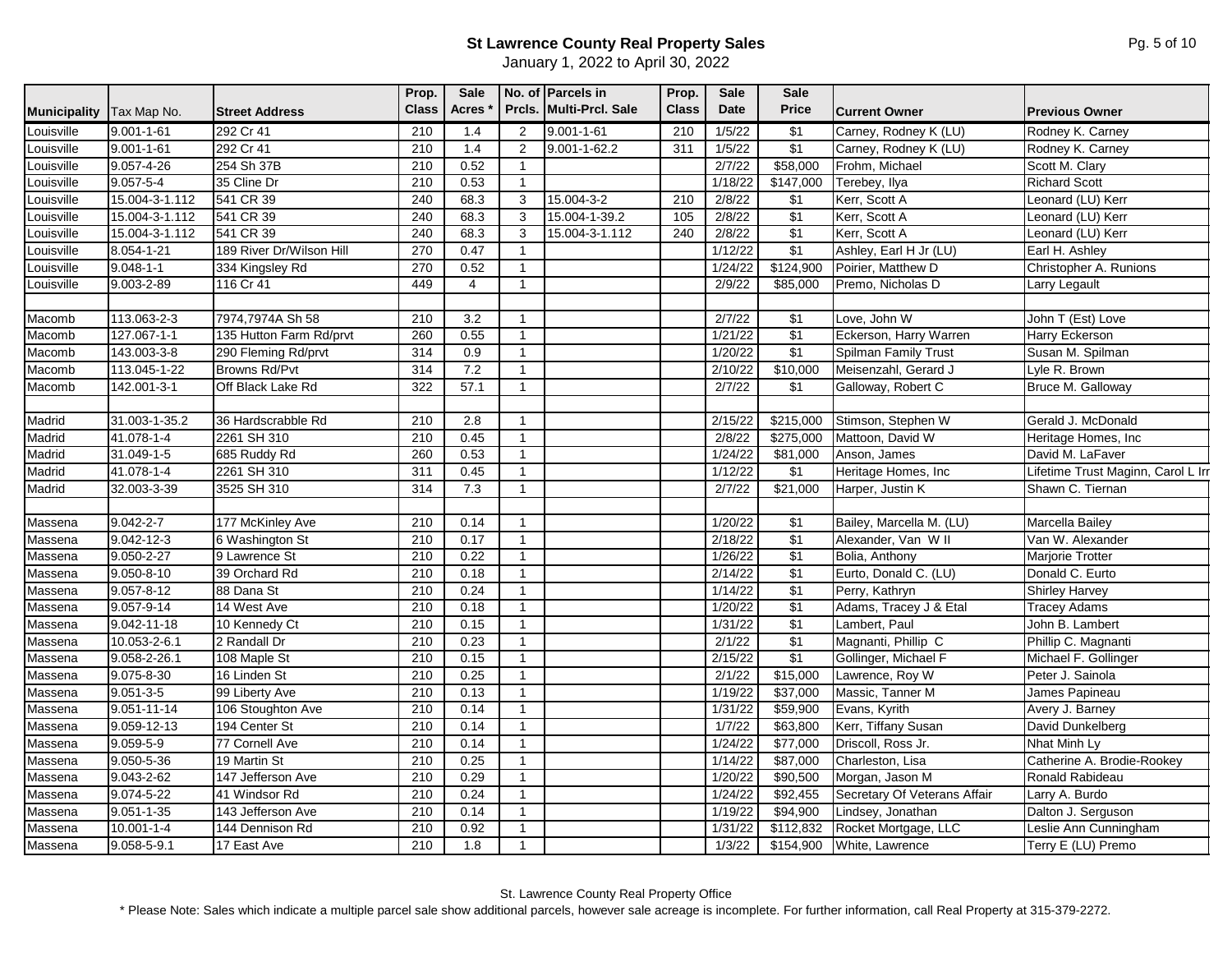# St Lawrence County Real Property Sales

January 1, 2022 to April 30, 2022

| Municipality | Tax Map No. | Street Address | Prop. Class | Sale Acres * | No. of Prcls. | Parcels in Multi-Prcl. Sale | Prop. Class | Sale Date | Sale Price | Current Owner | Previous Owner |
|---|---|---|---|---|---|---|---|---|---|---|---|
| Louisville | 9.001-1-61 | 292 Cr 41 | 210 | 1.4 | 2 | 9.001-1-61 | 210 | 1/5/22 | $1 | Carney, Rodney K (LU) | Rodney K. Carney |
| Louisville | 9.001-1-61 | 292 Cr 41 | 210 | 1.4 | 2 | 9.001-1-62.2 | 311 | 1/5/22 | $1 | Carney, Rodney K (LU) | Rodney K. Carney |
| Louisville | 9.057-4-26 | 254 Sh 37B | 210 | 0.52 | 1 | | | 2/7/22 | $58,000 | Frohm, Michael | Scott M. Clary |
| Louisville | 9.057-5-4 | 35 Cline Dr | 210 | 0.53 | 1 | | | 1/18/22 | $147,000 | Terebey, Ilya | Richard Scott |
| Louisville | 15.004-3-1.112 | 541 CR 39 | 240 | 68.3 | 3 | 15.004-3-2 | 210 | 2/8/22 | $1 | Kerr, Scott A | Leonard (LU) Kerr |
| Louisville | 15.004-3-1.112 | 541 CR 39 | 240 | 68.3 | 3 | 15.004-1-39.2 | 105 | 2/8/22 | $1 | Kerr, Scott A | Leonard (LU) Kerr |
| Louisville | 15.004-3-1.112 | 541 CR 39 | 240 | 68.3 | 3 | 15.004-3-1.112 | 240 | 2/8/22 | $1 | Kerr, Scott A | Leonard (LU) Kerr |
| Louisville | 8.054-1-21 | 189 River Dr/Wilson Hill | 270 | 0.47 | 1 | | | 1/12/22 | $1 | Ashley, Earl H Jr (LU) | Earl H. Ashley |
| Louisville | 9.048-1-1 | 334 Kingsley Rd | 270 | 0.52 | 1 | | | 1/24/22 | $124,900 | Poirier, Matthew D | Christopher A. Runions |
| Louisville | 9.003-2-89 | 116 Cr 41 | 449 | 4 | 1 | | | 2/9/22 | $85,000 | Premo, Nicholas D | Larry Legault |
| | | | | | | | | | | | |
| Macomb | 113.063-2-3 | 7974,7974A Sh 58 | 210 | 3.2 | 1 | | | 2/7/22 | $1 | Love, John W | John T (Est) Love |
| Macomb | 127.067-1-1 | 135 Hutton Farm Rd/prvt | 260 | 0.55 | 1 | | | 1/21/22 | $1 | Eckerson, Harry Warren | Harry Eckerson |
| Macomb | 143.003-3-8 | 290 Fleming Rd/prvt | 314 | 0.9 | 1 | | | 1/20/22 | $1 | Spilman Family Trust | Susan M. Spilman |
| Macomb | 113.045-1-22 | Browns Rd/Pvt | 314 | 7.2 | 1 | | | 2/10/22 | $10,000 | Meisenzahl, Gerard J | Lyle R. Brown |
| Macomb | 142.001-3-1 | Off Black Lake Rd | 322 | 57.1 | 1 | | | 2/7/22 | $1 | Galloway, Robert C | Bruce M. Galloway |
| | | | | | | | | | | | |
| Madrid | 31.003-1-35.2 | 36 Hardscrabble Rd | 210 | 2.8 | 1 | | | 2/15/22 | $215,000 | Stimson, Stephen W | Gerald J. McDonald |
| Madrid | 41.078-1-4 | 2261 SH 310 | 210 | 0.45 | 1 | | | 2/8/22 | $275,000 | Mattoon, David W | Heritage Homes, Inc |
| Madrid | 31.049-1-5 | 685 Ruddy Rd | 260 | 0.53 | 1 | | | 1/24/22 | $81,000 | Anson, James | David M. LaFaver |
| Madrid | 41.078-1-4 | 2261 SH 310 | 311 | 0.45 | 1 | | | 1/12/22 | $1 | Heritage Homes, Inc | Lifetime Trust Maginn, Carol L Irr |
| Madrid | 32.003-3-39 | 3525 SH 310 | 314 | 7.3 | 1 | | | 2/7/22 | $21,000 | Harper, Justin K | Shawn C. Tiernan |
| | | | | | | | | | | | |
| Massena | 9.042-2-7 | 177 McKinley Ave | 210 | 0.14 | 1 | | | 1/20/22 | $1 | Bailey, Marcella M. (LU) | Marcella Bailey |
| Massena | 9.042-12-3 | 6 Washington St | 210 | 0.17 | 1 | | | 2/18/22 | $1 | Alexander, Van W II | Van W. Alexander |
| Massena | 9.050-2-27 | 9 Lawrence St | 210 | 0.22 | 1 | | | 1/26/22 | $1 | Bolia, Anthony | Marjorie Trotter |
| Massena | 9.050-8-10 | 39 Orchard Rd | 210 | 0.18 | 1 | | | 2/14/22 | $1 | Eurto, Donald C. (LU) | Donald C. Eurto |
| Massena | 9.057-8-12 | 88 Dana St | 210 | 0.24 | 1 | | | 1/14/22 | $1 | Perry, Kathryn | Shirley Harvey |
| Massena | 9.057-9-14 | 14 West Ave | 210 | 0.18 | 1 | | | 1/20/22 | $1 | Adams, Tracey J & Etal | Tracey Adams |
| Massena | 9.042-11-18 | 10 Kennedy Ct | 210 | 0.15 | 1 | | | 1/31/22 | $1 | Lambert, Paul | John B. Lambert |
| Massena | 10.053-2-6.1 | 2 Randall Dr | 210 | 0.23 | 1 | | | 2/1/22 | $1 | Magnanti, Phillip C | Phillip C. Magnanti |
| Massena | 9.058-2-26.1 | 108 Maple St | 210 | 0.15 | 1 | | | 2/15/22 | $1 | Gollinger, Michael F | Michael F. Gollinger |
| Massena | 9.075-8-30 | 16 Linden St | 210 | 0.25 | 1 | | | 2/1/22 | $15,000 | Lawrence, Roy W | Peter J. Sainola |
| Massena | 9.051-3-5 | 99 Liberty Ave | 210 | 0.13 | 1 | | | 1/19/22 | $37,000 | Massic, Tanner M | James Papineau |
| Massena | 9.051-11-14 | 106 Stoughton Ave | 210 | 0.14 | 1 | | | 1/31/22 | $59,900 | Evans, Kyrith | Avery J. Barney |
| Massena | 9.059-12-13 | 194 Center St | 210 | 0.14 | 1 | | | 1/7/22 | $63,800 | Kerr, Tiffany Susan | David Dunkelberg |
| Massena | 9.059-5-9 | 77 Cornell Ave | 210 | 0.14 | 1 | | | 1/24/22 | $77,000 | Driscoll, Ross Jr. | Nhat Minh Ly |
| Massena | 9.050-5-36 | 19 Martin St | 210 | 0.25 | 1 | | | 1/14/22 | $87,000 | Charleston, Lisa | Catherine A. Brodie-Rookey |
| Massena | 9.043-2-62 | 147 Jefferson Ave | 210 | 0.29 | 1 | | | 1/20/22 | $90,500 | Morgan, Jason M | Ronald Rabideau |
| Massena | 9.074-5-22 | 41 Windsor Rd | 210 | 0.24 | 1 | | | 1/24/22 | $92,455 | Secretary Of Veterans Affair | Larry A. Burdo |
| Massena | 9.051-1-35 | 143 Jefferson Ave | 210 | 0.14 | 1 | | | 1/19/22 | $94,900 | Lindsey, Jonathan | Dalton J. Serguson |
| Massena | 10.001-1-4 | 144 Dennison Rd | 210 | 0.92 | 1 | | | 1/31/22 | $112,832 | Rocket Mortgage, LLC | Leslie Ann Cunningham |
| Massena | 9.058-5-9.1 | 17 East Ave | 210 | 1.8 | 1 | | | 1/3/22 | $154,900 | White, Lawrence | Terry E (LU) Premo |

St. Lawrence County Real Property Office

\* Please Note: Sales which indicate a multiple parcel sale show additional parcels, however sale acreage is incomplete. For further information, call Real Property at 315-379-2272.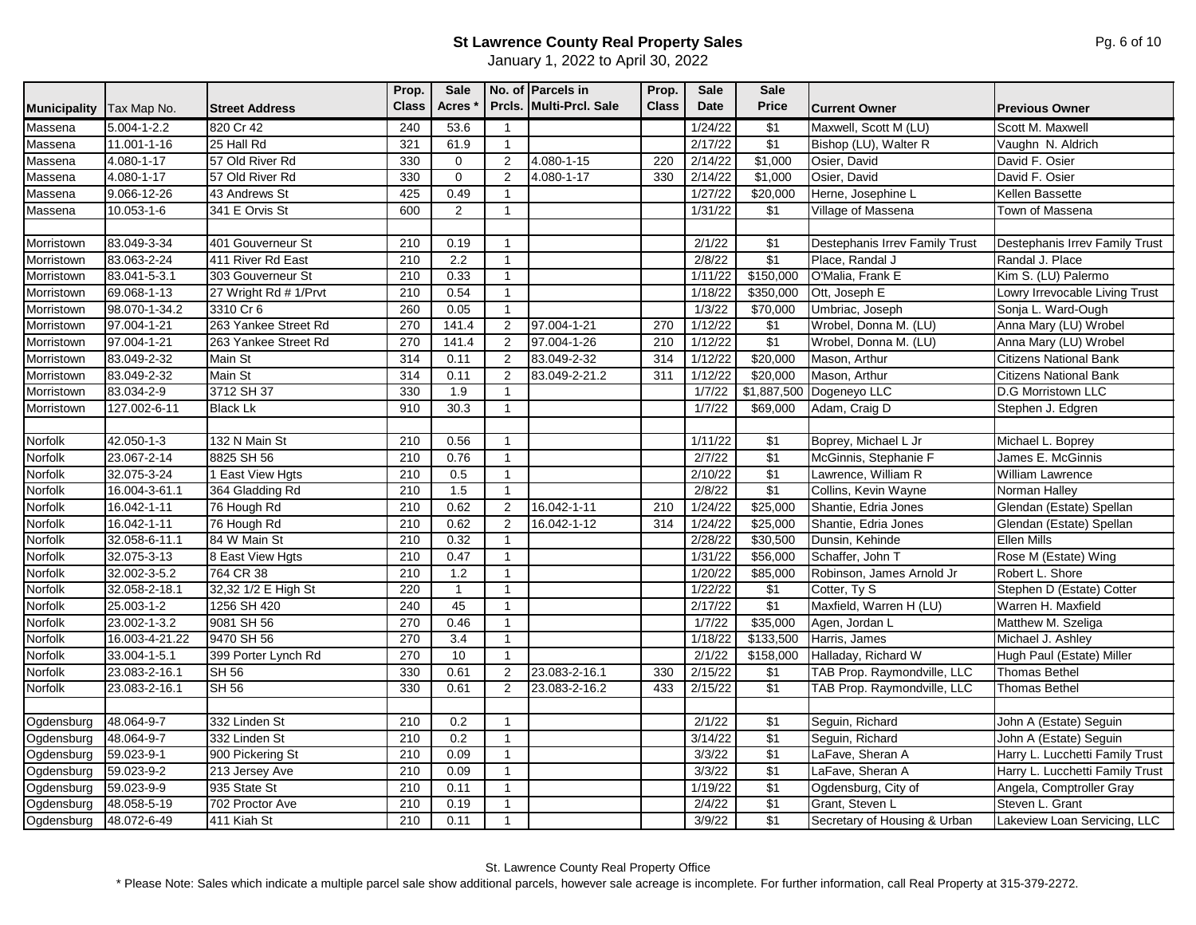# St Lawrence County Real Property Sales

January 1, 2022 to April 30, 2022

| Municipality | Tax Map No. | Street Address | Prop. Class | Sale Acres * | No. of Prcls. | Parcels in Multi-Prcl. Sale | Prop. Class | Sale Date | Sale Price | Current Owner | Previous Owner |
|---|---|---|---|---|---|---|---|---|---|---|---|
| Massena | 5.004-1-2.2 | 820 Cr 42 | 240 | 53.6 | 1 | | | 1/24/22 | $1 | Maxwell, Scott M (LU) | Scott M. Maxwell |
| Massena | 11.001-1-16 | 25 Hall Rd | 321 | 61.9 | 1 | | | 2/17/22 | $1 | Bishop (LU), Walter R | Vaughn N. Aldrich |
| Massena | 4.080-1-17 | 57 Old River Rd | 330 | 0 | 2 | 4.080-1-15 | 220 | 2/14/22 | $1,000 | Osier, David | David F. Osier |
| Massena | 4.080-1-17 | 57 Old River Rd | 330 | 0 | 2 | 4.080-1-17 | 330 | 2/14/22 | $1,000 | Osier, David | David F. Osier |
| Massena | 9.066-12-26 | 43 Andrews St | 425 | 0.49 | 1 | | | 1/27/22 | $20,000 | Herne, Josephine L | Kellen Bassette |
| Massena | 10.053-1-6 | 341 E Orvis St | 600 | 2 | 1 | | | 1/31/22 | $1 | Village of Massena | Town of Massena |
| | | | | | | | | | | | |
| Morristown | 83.049-3-34 | 401 Gouverneur St | 210 | 0.19 | 1 | | | 2/1/22 | $1 | Destephanis Irrev Family Trust | Destephanis Irrev Family Trust |
| Morristown | 83.063-2-24 | 411 River Rd East | 210 | 2.2 | 1 | | | 2/8/22 | $1 | Place, Randal J | Randal J. Place |
| Morristown | 83.041-5-3.1 | 303 Gouverneur St | 210 | 0.33 | 1 | | | 1/11/22 | $150,000 | O'Malia, Frank E | Kim S. (LU) Palermo |
| Morristown | 69.068-1-13 | 27 Wright Rd # 1/Prvt | 210 | 0.54 | 1 | | | 1/18/22 | $350,000 | Ott, Joseph E | Lowry Irrevocable Living Trust |
| Morristown | 98.070-1-34.2 | 3310 Cr 6 | 260 | 0.05 | 1 | | | 1/3/22 | $70,000 | Umbriac, Joseph | Sonja L. Ward-Ough |
| Morristown | 97.004-1-21 | 263 Yankee Street Rd | 270 | 141.4 | 2 | 97.004-1-21 | 270 | 1/12/22 | $1 | Wrobel, Donna M. (LU) | Anna Mary (LU) Wrobel |
| Morristown | 97.004-1-21 | 263 Yankee Street Rd | 270 | 141.4 | 2 | 97.004-1-26 | 210 | 1/12/22 | $1 | Wrobel, Donna M. (LU) | Anna Mary (LU) Wrobel |
| Morristown | 83.049-2-32 | Main St | 314 | 0.11 | 2 | 83.049-2-32 | 314 | 1/12/22 | $20,000 | Mason, Arthur | Citizens National Bank |
| Morristown | 83.049-2-32 | Main St | 314 | 0.11 | 2 | 83.049-2-21.2 | 311 | 1/12/22 | $20,000 | Mason, Arthur | Citizens National Bank |
| Morristown | 83.034-2-9 | 3712 SH 37 | 330 | 1.9 | 1 | | | 1/7/22 | $1,887,500 | Dogeneyo LLC | D.G Morristown LLC |
| Morristown | 127.002-6-11 | Black Lk | 910 | 30.3 | 1 | | | 1/7/22 | $69,000 | Adam, Craig D | Stephen J. Edgren |
| | | | | | | | | | | | |
| Norfolk | 42.050-1-3 | 132 N Main St | 210 | 0.56 | 1 | | | 1/11/22 | $1 | Boprey, Michael L Jr | Michael L. Boprey |
| Norfolk | 23.067-2-14 | 8825 SH 56 | 210 | 0.76 | 1 | | | 2/7/22 | $1 | McGinnis, Stephanie F | James E. McGinnis |
| Norfolk | 32.075-3-24 | 1 East View Hgts | 210 | 0.5 | 1 | | | 2/10/22 | $1 | Lawrence, William R | William Lawrence |
| Norfolk | 16.004-3-61.1 | 364 Gladding Rd | 210 | 1.5 | 1 | | | 2/8/22 | $1 | Collins, Kevin Wayne | Norman Halley |
| Norfolk | 16.042-1-11 | 76 Hough Rd | 210 | 0.62 | 2 | 16.042-1-11 | 210 | 1/24/22 | $25,000 | Shantie, Edria Jones | Glendan (Estate) Spellan |
| Norfolk | 16.042-1-11 | 76 Hough Rd | 210 | 0.62 | 2 | 16.042-1-12 | 314 | 1/24/22 | $25,000 | Shantie, Edria Jones | Glendan (Estate) Spellan |
| Norfolk | 32.058-6-11.1 | 84 W Main St | 210 | 0.32 | 1 | | | 2/28/22 | $30,500 | Dunsin, Kehinde | Ellen Mills |
| Norfolk | 32.075-3-13 | 8 East View Hgts | 210 | 0.47 | 1 | | | 1/31/22 | $56,000 | Schaffer, John T | Rose M (Estate) Wing |
| Norfolk | 32.002-3-5.2 | 764 CR 38 | 210 | 1.2 | 1 | | | 1/20/22 | $85,000 | Robinson, James Arnold Jr | Robert L. Shore |
| Norfolk | 32.058-2-18.1 | 32,32 1/2 E High St | 220 | 1 | 1 | | | 1/22/22 | $1 | Cotter, Ty S | Stephen D (Estate) Cotter |
| Norfolk | 25.003-1-2 | 1256 SH 420 | 240 | 45 | 1 | | | 2/17/22 | $1 | Maxfield, Warren H (LU) | Warren H. Maxfield |
| Norfolk | 23.002-1-3.2 | 9081 SH 56 | 270 | 0.46 | 1 | | | 1/7/22 | $35,000 | Agen, Jordan L | Matthew M. Szeliga |
| Norfolk | 16.003-4-21.22 | 9470 SH 56 | 270 | 3.4 | 1 | | | 1/18/22 | $133,500 | Harris, James | Michael J. Ashley |
| Norfolk | 33.004-1-5.1 | 399 Porter Lynch Rd | 270 | 10 | 1 | | | 2/1/22 | $158,000 | Halladay, Richard W | Hugh Paul (Estate) Miller |
| Norfolk | 23.083-2-16.1 | SH 56 | 330 | 0.61 | 2 | 23.083-2-16.1 | 330 | 2/15/22 | $1 | TAB Prop. Raymondville, LLC | Thomas Bethel |
| Norfolk | 23.083-2-16.1 | SH 56 | 330 | 0.61 | 2 | 23.083-2-16.2 | 433 | 2/15/22 | $1 | TAB Prop. Raymondville, LLC | Thomas Bethel |
| | | | | | | | | | | | |
| Ogdensburg | 48.064-9-7 | 332 Linden St | 210 | 0.2 | 1 | | | 2/1/22 | $1 | Seguin, Richard | John A (Estate) Seguin |
| Ogdensburg | 48.064-9-7 | 332 Linden St | 210 | 0.2 | 1 | | | 3/14/22 | $1 | Seguin, Richard | John A (Estate) Seguin |
| Ogdensburg | 59.023-9-1 | 900 Pickering St | 210 | 0.09 | 1 | | | 3/3/22 | $1 | LaFave, Sheran A | Harry L. Lucchetti Family Trust |
| Ogdensburg | 59.023-9-2 | 213 Jersey Ave | 210 | 0.09 | 1 | | | 3/3/22 | $1 | LaFave, Sheran A | Harry L. Lucchetti Family Trust |
| Ogdensburg | 59.023-9-9 | 935 State St | 210 | 0.11 | 1 | | | 1/19/22 | $1 | Ogdensburg, City of | Angela, Comptroller Gray |
| Ogdensburg | 48.058-5-19 | 702 Proctor Ave | 210 | 0.19 | 1 | | | 2/4/22 | $1 | Grant, Steven L | Steven L. Grant |
| Ogdensburg | 48.072-6-49 | 411 Kiah St | 210 | 0.11 | 1 | | | 3/9/22 | $1 | Secretary of Housing & Urban | Lakeview Loan Servicing, LLC |

St. Lawrence County Real Property Office

* Please Note: Sales which indicate a multiple parcel sale show additional parcels, however sale acreage is incomplete. For further information, call Real Property at 315-379-2272.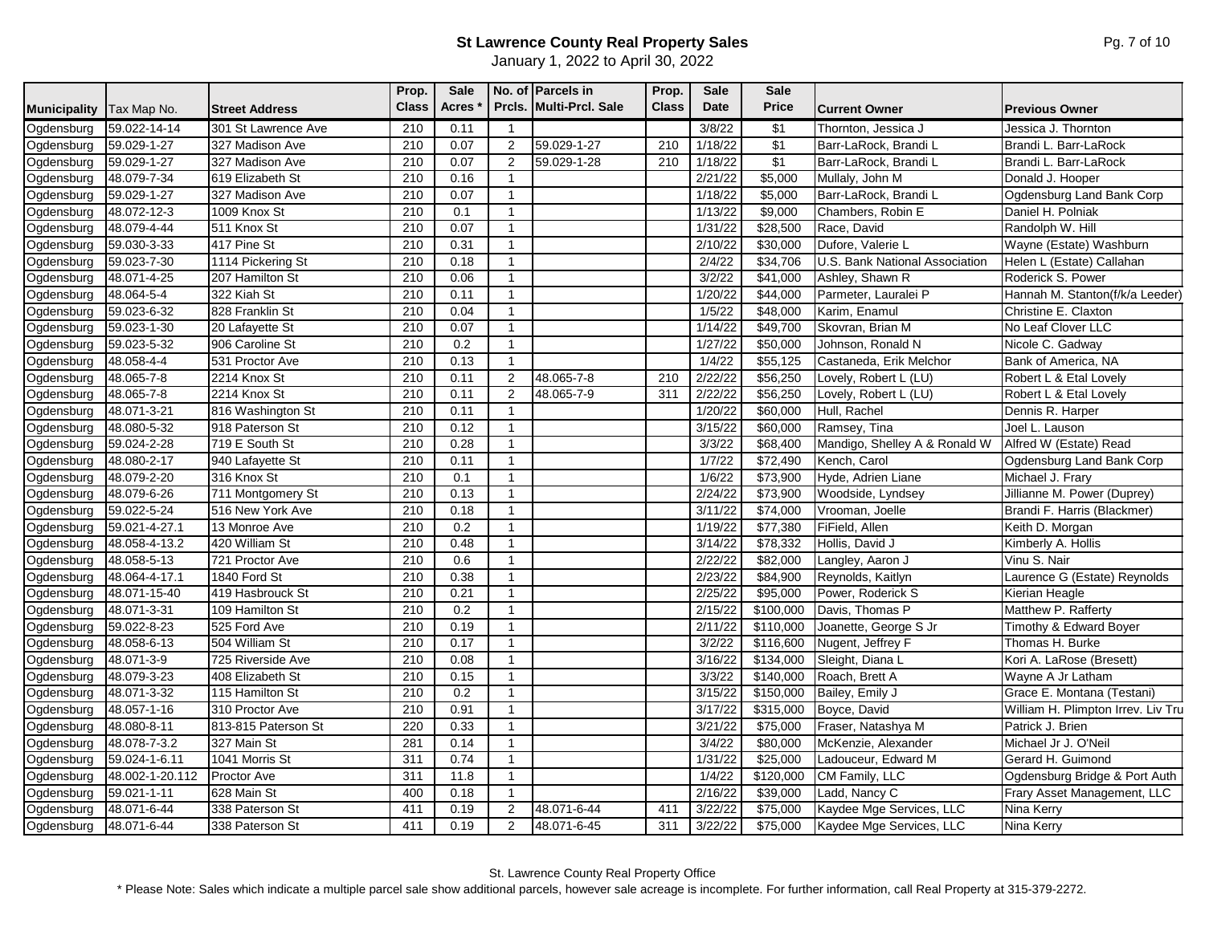# St Lawrence County Real Property Sales

January 1, 2022 to April 30, 2022

| Municipality | Tax Map No. | Street Address | Prop. Class | Sale Acres * | No. of Prcls. | Parcels in Multi-Prcl. Sale | Prop. Class | Sale Date | Sale Price | Current Owner | Previous Owner |
|---|---|---|---|---|---|---|---|---|---|---|---|
| Ogdensburg | 59.022-14-14 | 301 St Lawrence Ave | 210 | 0.11 | 1 | | | 3/8/22 | $1 | Thornton, Jessica J | Jessica J. Thornton |
| Ogdensburg | 59.029-1-27 | 327 Madison Ave | 210 | 0.07 | 2 | 59.029-1-27 | 210 | 1/18/22 | $1 | Barr-LaRock, Brandi L | Brandi L. Barr-LaRock |
| Ogdensburg | 59.029-1-27 | 327 Madison Ave | 210 | 0.07 | 2 | 59.029-1-28 | 210 | 1/18/22 | $1 | Barr-LaRock, Brandi L | Brandi L. Barr-LaRock |
| Ogdensburg | 48.079-7-34 | 619 Elizabeth St | 210 | 0.16 | 1 | | | 2/21/22 | $5,000 | Mullaly, John M | Donald J. Hooper |
| Ogdensburg | 59.029-1-27 | 327 Madison Ave | 210 | 0.07 | 1 | | | 1/18/22 | $5,000 | Barr-LaRock, Brandi L | Ogdensburg Land Bank Corp |
| Ogdensburg | 48.072-12-3 | 1009 Knox St | 210 | 0.1 | 1 | | | 1/13/22 | $9,000 | Chambers, Robin E | Daniel H. Polniak |
| Ogdensburg | 48.079-4-44 | 511 Knox St | 210 | 0.07 | 1 | | | 1/31/22 | $28,500 | Race, David | Randolph W. Hill |
| Ogdensburg | 59.030-3-33 | 417 Pine St | 210 | 0.31 | 1 | | | 2/10/22 | $30,000 | Dufore, Valerie L | Wayne (Estate) Washburn |
| Ogdensburg | 59.023-7-30 | 1114 Pickering St | 210 | 0.18 | 1 | | | 2/4/22 | $34,706 | U.S. Bank National Association | Helen L (Estate) Callahan |
| Ogdensburg | 48.071-4-25 | 207 Hamilton St | 210 | 0.06 | 1 | | | 3/2/22 | $41,000 | Ashley, Shawn R | Roderick S. Power |
| Ogdensburg | 48.064-5-4 | 322 Kiah St | 210 | 0.11 | 1 | | | 1/20/22 | $44,000 | Parmeter, Lauralei P | Hannah M. Stanton(f/k/a Leeder) |
| Ogdensburg | 59.023-6-32 | 828 Franklin St | 210 | 0.04 | 1 | | | 1/5/22 | $48,000 | Karim, Enamul | Christine E. Claxton |
| Ogdensburg | 59.023-1-30 | 20 Lafayette St | 210 | 0.07 | 1 | | | 1/14/22 | $49,700 | Skovran, Brian M | No Leaf Clover LLC |
| Ogdensburg | 59.023-5-32 | 906 Caroline St | 210 | 0.2 | 1 | | | 1/27/22 | $50,000 | Johnson, Ronald N | Nicole C. Gadway |
| Ogdensburg | 48.058-4-4 | 531 Proctor Ave | 210 | 0.13 | 1 | | | 1/4/22 | $55,125 | Castaneda, Erik Melchor | Bank of America, NA |
| Ogdensburg | 48.065-7-8 | 2214 Knox St | 210 | 0.11 | 2 | 48.065-7-8 | 210 | 2/22/22 | $56,250 | Lovely, Robert L (LU) | Robert L & Etal Lovely |
| Ogdensburg | 48.065-7-8 | 2214 Knox St | 210 | 0.11 | 2 | 48.065-7-9 | 311 | 2/22/22 | $56,250 | Lovely, Robert L (LU) | Robert L & Etal Lovely |
| Ogdensburg | 48.071-3-21 | 816 Washington St | 210 | 0.11 | 1 | | | 1/20/22 | $60,000 | Hull, Rachel | Dennis R. Harper |
| Ogdensburg | 48.080-5-32 | 918 Paterson St | 210 | 0.12 | 1 | | | 3/15/22 | $60,000 | Ramsey, Tina | Joel L. Lauson |
| Ogdensburg | 59.024-2-28 | 719 E South St | 210 | 0.28 | 1 | | | 3/3/22 | $68,400 | Mandigo, Shelley A & Ronald W | Alfred W (Estate) Read |
| Ogdensburg | 48.080-2-17 | 940 Lafayette St | 210 | 0.11 | 1 | | | 1/7/22 | $72,490 | Kench, Carol | Ogdensburg Land Bank Corp |
| Ogdensburg | 48.079-2-20 | 316 Knox St | 210 | 0.1 | 1 | | | 1/6/22 | $73,900 | Hyde, Adrien Liane | Michael J. Frary |
| Ogdensburg | 48.079-6-26 | 711 Montgomery St | 210 | 0.13 | 1 | | | 2/24/22 | $73,900 | Woodside, Lyndsey | Jillianne M. Power (Duprey) |
| Ogdensburg | 59.022-5-24 | 516 New York Ave | 210 | 0.18 | 1 | | | 3/11/22 | $74,000 | Vrooman, Joelle | Brandi F. Harris (Blackmer) |
| Ogdensburg | 59.021-4-27.1 | 13 Monroe Ave | 210 | 0.2 | 1 | | | 1/19/22 | $77,380 | FiField, Allen | Keith D. Morgan |
| Ogdensburg | 48.058-4-13.2 | 420 William St | 210 | 0.48 | 1 | | | 3/14/22 | $78,332 | Hollis, David J | Kimberly A. Hollis |
| Ogdensburg | 48.058-5-13 | 721 Proctor Ave | 210 | 0.6 | 1 | | | 2/22/22 | $82,000 | Langley, Aaron J | Vinu S. Nair |
| Ogdensburg | 48.064-4-17.1 | 1840 Ford St | 210 | 0.38 | 1 | | | 2/23/22 | $84,900 | Reynolds, Kaitlyn | Laurence G (Estate) Reynolds |
| Ogdensburg | 48.071-15-40 | 419 Hasbrouck St | 210 | 0.21 | 1 | | | 2/25/22 | $95,000 | Power, Roderick S | Kierian Heagle |
| Ogdensburg | 48.071-3-31 | 109 Hamilton St | 210 | 0.2 | 1 | | | 2/15/22 | $100,000 | Davis, Thomas P | Matthew P. Rafferty |
| Ogdensburg | 59.022-8-23 | 525 Ford Ave | 210 | 0.19 | 1 | | | 2/11/22 | $110,000 | Joanette, George S Jr | Timothy & Edward Boyer |
| Ogdensburg | 48.058-6-13 | 504 William St | 210 | 0.17 | 1 | | | 3/2/22 | $116,600 | Nugent, Jeffrey F | Thomas H. Burke |
| Ogdensburg | 48.071-3-9 | 725 Riverside Ave | 210 | 0.08 | 1 | | | 3/16/22 | $134,000 | Sleight, Diana L | Kori A. LaRose (Bresett) |
| Ogdensburg | 48.079-3-23 | 408 Elizabeth St | 210 | 0.15 | 1 | | | 3/3/22 | $140,000 | Roach, Brett A | Wayne A Jr Latham |
| Ogdensburg | 48.071-3-32 | 115 Hamilton St | 210 | 0.2 | 1 | | | 3/15/22 | $150,000 | Bailey, Emily J | Grace E. Montana (Testani) |
| Ogdensburg | 48.057-1-16 | 310 Proctor Ave | 210 | 0.91 | 1 | | | 3/17/22 | $315,000 | Boyce, David | William H. Plimpton Irrev. Liv Tru |
| Ogdensburg | 48.080-8-11 | 813-815 Paterson St | 220 | 0.33 | 1 | | | 3/21/22 | $75,000 | Fraser, Natashya M | Patrick J. Brien |
| Ogdensburg | 48.078-7-3.2 | 327 Main St | 281 | 0.14 | 1 | | | 3/4/22 | $80,000 | McKenzie, Alexander | Michael Jr J. O'Neil |
| Ogdensburg | 59.024-1-6.11 | 1041 Morris St | 311 | 0.74 | 1 | | | 1/31/22 | $25,000 | Ladouceur, Edward M | Gerard H. Guimond |
| Ogdensburg | 48.002-1-20.112 | Proctor Ave | 311 | 11.8 | 1 | | | 1/4/22 | $120,000 | CM Family, LLC | Ogdensburg Bridge & Port Auth |
| Ogdensburg | 59.021-1-11 | 628 Main St | 400 | 0.18 | 1 | | | 2/16/22 | $39,000 | Ladd, Nancy C | Frary Asset Management, LLC |
| Ogdensburg | 48.071-6-44 | 338 Paterson St | 411 | 0.19 | 2 | 48.071-6-44 | 411 | 3/22/22 | $75,000 | Kaydee Mge Services, LLC | Nina Kerry |
| Ogdensburg | 48.071-6-44 | 338 Paterson St | 411 | 0.19 | 2 | 48.071-6-45 | 311 | 3/22/22 | $75,000 | Kaydee Mge Services, LLC | Nina Kerry |

St. Lawrence County Real Property Office

* Please Note: Sales which indicate a multiple parcel sale show additional parcels, however sale acreage is incomplete. For further information, call Real Property at 315-379-2272.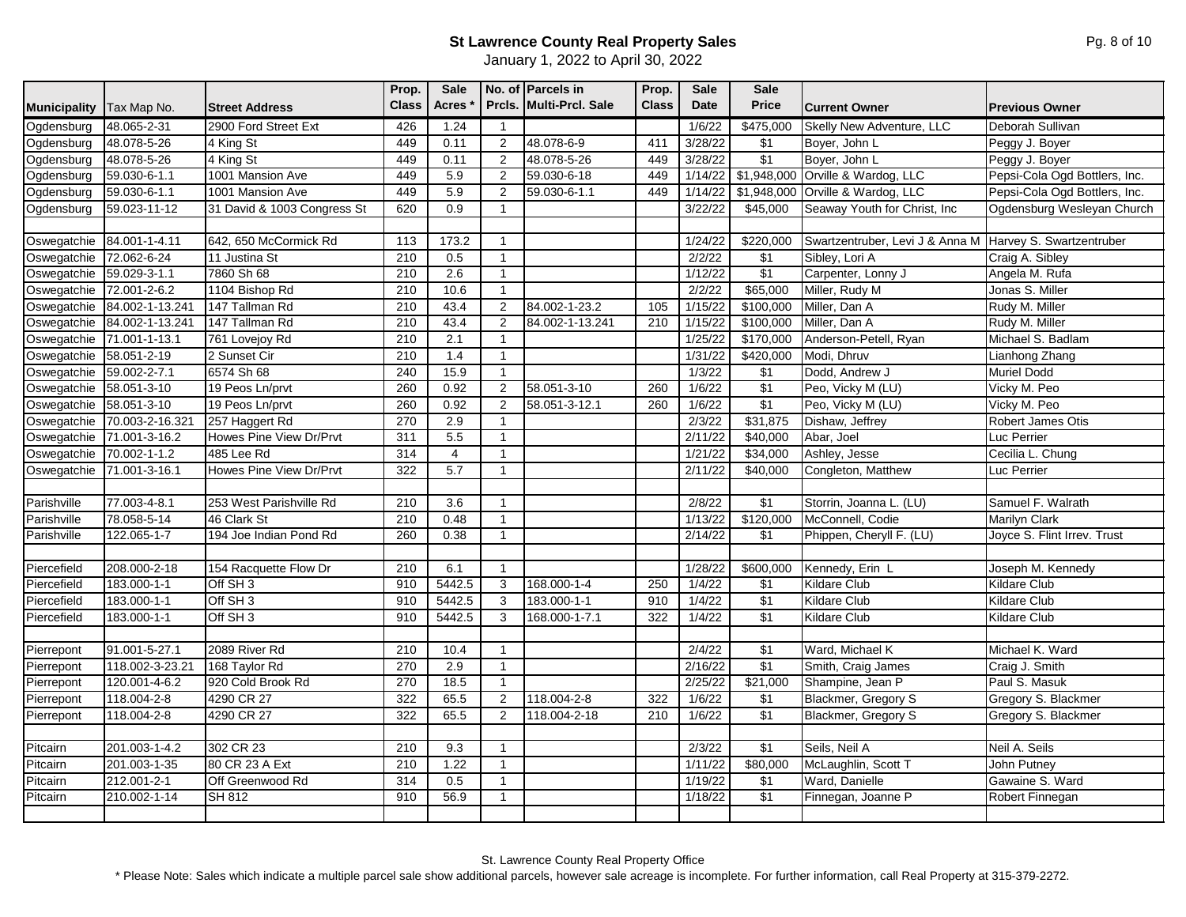# St Lawrence County Real Property Sales

January 1, 2022 to April 30, 2022

| Municipality | Tax Map No. | Street Address | Prop. Class | Sale Acres * | No. of Prcls. | Parcels in Multi-Prcl. Sale | Prop. Class | Sale Date | Sale Price | Current Owner | Previous Owner |
|---|---|---|---|---|---|---|---|---|---|---|---|
| Ogdensburg | 48.065-2-31 | 2900 Ford Street Ext | 426 | 1.24 | 1 | | | 1/6/22 | $475,000 | Skelly New Adventure, LLC | Deborah Sullivan |
| Ogdensburg | 48.078-5-26 | 4 King St | 449 | 0.11 | 2 | 48.078-6-9 | 411 | 3/28/22 | $1 | Boyer, John L | Peggy J. Boyer |
| Ogdensburg | 48.078-5-26 | 4 King St | 449 | 0.11 | 2 | 48.078-5-26 | 449 | 3/28/22 | $1 | Boyer, John L | Peggy J. Boyer |
| Ogdensburg | 59.030-6-1.1 | 1001 Mansion Ave | 449 | 5.9 | 2 | 59.030-6-18 | 449 | 1/14/22 | $1,948,000 | Orville & Wardog, LLC | Pepsi-Cola Ogd Bottlers, Inc. |
| Ogdensburg | 59.030-6-1.1 | 1001 Mansion Ave | 449 | 5.9 | 2 | 59.030-6-1.1 | 449 | 1/14/22 | $1,948,000 | Orville & Wardog, LLC | Pepsi-Cola Ogd Bottlers, Inc. |
| Ogdensburg | 59.023-11-12 | 31 David & 1003 Congress St | 620 | 0.9 | 1 | | | 3/22/22 | $45,000 | Seaway Youth for Christ, Inc | Ogdensburg Wesleyan Church |
| | | | | | | | | | | | |
| Oswegatchie | 84.001-1-4.11 | 642, 650 McCormick Rd | 113 | 173.2 | 1 | | | 1/24/22 | $220,000 | Swartzentruber, Levi J & Anna M | Harvey S. Swartzentruber |
| Oswegatchie | 72.062-6-24 | 11 Justina St | 210 | 0.5 | 1 | | | 2/2/22 | $1 | Sibley, Lori A | Craig A. Sibley |
| Oswegatchie | 59.029-3-1.1 | 7860 Sh 68 | 210 | 2.6 | 1 | | | 1/12/22 | $1 | Carpenter, Lonny J | Angela M. Rufa |
| Oswegatchie | 72.001-2-6.2 | 1104 Bishop Rd | 210 | 10.6 | 1 | | | 2/2/22 | $65,000 | Miller, Rudy M | Jonas S. Miller |
| Oswegatchie | 84.002-1-13.241 | 147 Tallman Rd | 210 | 43.4 | 2 | 84.002-1-23.2 | 105 | 1/15/22 | $100,000 | Miller, Dan A | Rudy M. Miller |
| Oswegatchie | 84.002-1-13.241 | 147 Tallman Rd | 210 | 43.4 | 2 | 84.002-1-13.241 | 210 | 1/15/22 | $100,000 | Miller, Dan A | Rudy M. Miller |
| Oswegatchie | 71.001-1-13.1 | 761 Lovejoy Rd | 210 | 2.1 | 1 | | | 1/25/22 | $170,000 | Anderson-Petell, Ryan | Michael S. Badlam |
| Oswegatchie | 58.051-2-19 | 2 Sunset Cir | 210 | 1.4 | 1 | | | 1/31/22 | $420,000 | Modi, Dhruv | Lianhong Zhang |
| Oswegatchie | 59.002-2-7.1 | 6574 Sh 68 | 240 | 15.9 | 1 | | | 1/3/22 | $1 | Dodd, Andrew J | Muriel Dodd |
| Oswegatchie | 58.051-3-10 | 19 Peos Ln/prvt | 260 | 0.92 | 2 | 58.051-3-10 | 260 | 1/6/22 | $1 | Peo, Vicky M (LU) | Vicky M. Peo |
| Oswegatchie | 58.051-3-10 | 19 Peos Ln/prvt | 260 | 0.92 | 2 | 58.051-3-12.1 | 260 | 1/6/22 | $1 | Peo, Vicky M (LU) | Vicky M. Peo |
| Oswegatchie | 70.003-2-16.321 | 257 Haggert Rd | 270 | 2.9 | 1 | | | 2/3/22 | $31,875 | Dishaw, Jeffrey | Robert James Otis |
| Oswegatchie | 71.001-3-16.2 | Howes Pine View Dr/Prvt | 311 | 5.5 | 1 | | | 2/11/22 | $40,000 | Abar, Joel | Luc Perrier |
| Oswegatchie | 70.002-1-1.2 | 485 Lee Rd | 314 | 4 | 1 | | | 1/21/22 | $34,000 | Ashley, Jesse | Cecilia L. Chung |
| Oswegatchie | 71.001-3-16.1 | Howes Pine View Dr/Prvt | 322 | 5.7 | 1 | | | 2/11/22 | $40,000 | Congleton, Matthew | Luc Perrier |
| | | | | | | | | | | | |
| Parishville | 77.003-4-8.1 | 253 West Parishville Rd | 210 | 3.6 | 1 | | | 2/8/22 | $1 | Storrin, Joanna L. (LU) | Samuel F. Walrath |
| Parishville | 78.058-5-14 | 46 Clark St | 210 | 0.48 | 1 | | | 1/13/22 | $120,000 | McConnell, Codie | Marilyn Clark |
| Parishville | 122.065-1-7 | 194 Joe Indian Pond Rd | 260 | 0.38 | 1 | | | 2/14/22 | $1 | Phippen, Cheryll F. (LU) | Joyce S. Flint Irrev. Trust |
| | | | | | | | | | | | |
| Piercefield | 208.000-2-18 | 154 Racquette Flow Dr | 210 | 6.1 | 1 | | | 1/28/22 | $600,000 | Kennedy, Erin L | Joseph M. Kennedy |
| Piercefield | 183.000-1-1 | Off SH 3 | 910 | 5442.5 | 3 | 168.000-1-4 | 250 | 1/4/22 | $1 | Kildare Club | Kildare Club |
| Piercefield | 183.000-1-1 | Off SH 3 | 910 | 5442.5 | 3 | 183.000-1-1 | 910 | 1/4/22 | $1 | Kildare Club | Kildare Club |
| Piercefield | 183.000-1-1 | Off SH 3 | 910 | 5442.5 | 3 | 168.000-1-7.1 | 322 | 1/4/22 | $1 | Kildare Club | Kildare Club |
| | | | | | | | | | | | |
| Pierrepont | 91.001-5-27.1 | 2089 River Rd | 210 | 10.4 | 1 | | | 2/4/22 | $1 | Ward, Michael K | Michael K. Ward |
| Pierrepont | 118.002-3-23.21 | 168 Taylor Rd | 270 | 2.9 | 1 | | | 2/16/22 | $1 | Smith, Craig James | Craig J. Smith |
| Pierrepont | 120.001-4-6.2 | 920 Cold Brook Rd | 270 | 18.5 | 1 | | | 2/25/22 | $21,000 | Shampine, Jean P | Paul S. Masuk |
| Pierrepont | 118.004-2-8 | 4290 CR 27 | 322 | 65.5 | 2 | 118.004-2-8 | 322 | 1/6/22 | $1 | Blackmer, Gregory S | Gregory S. Blackmer |
| Pierrepont | 118.004-2-8 | 4290 CR 27 | 322 | 65.5 | 2 | 118.004-2-18 | 210 | 1/6/22 | $1 | Blackmer, Gregory S | Gregory S. Blackmer |
| | | | | | | | | | | | |
| Pitcairn | 201.003-1-4.2 | 302 CR 23 | 210 | 9.3 | 1 | | | 2/3/22 | $1 | Seils, Neil A | Neil A. Seils |
| Pitcairn | 201.003-1-35 | 80 CR 23 A Ext | 210 | 1.22 | 1 | | | 1/11/22 | $80,000 | McLaughlin, Scott T | John Putney |
| Pitcairn | 212.001-2-1 | Off Greenwood Rd | 314 | 0.5 | 1 | | | 1/19/22 | $1 | Ward, Danielle | Gawaine S. Ward |
| Pitcairn | 210.002-1-14 | SH 812 | 910 | 56.9 | 1 | | | 1/18/22 | $1 | Finnegan, Joanne P | Robert Finnegan |

St. Lawrence County Real Property Office

* Please Note: Sales which indicate a multiple parcel sale show additional parcels, however sale acreage is incomplete. For further information, call Real Property at 315-379-2272.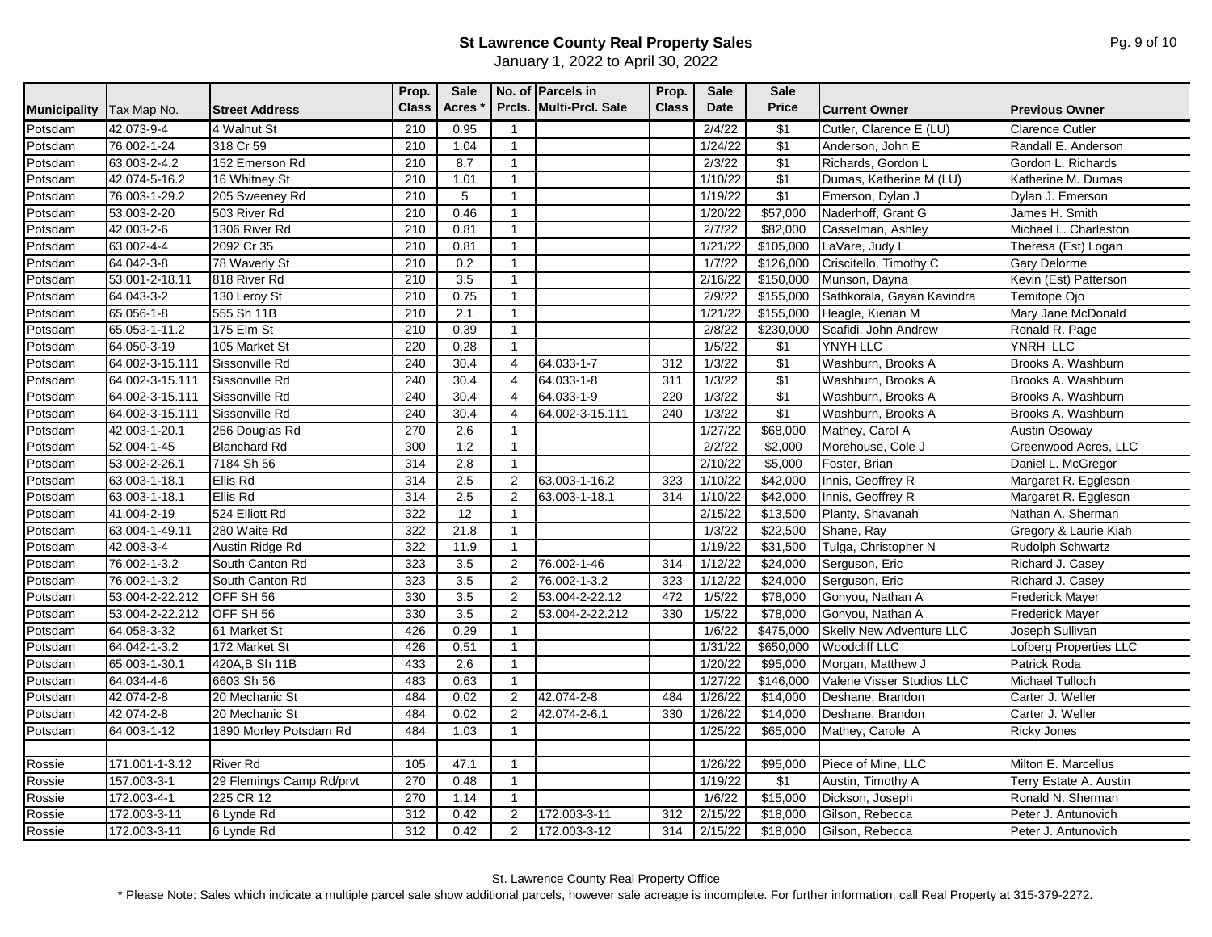## St Lawrence County Real Property Sales

January 1, 2022 to April 30, 2022

| Municipality | Tax Map No. | Street Address | Prop. Class | Sale Acres * | No. of Prcls. | Parcels in Multi-Prcl. Sale | Prop. Class | Sale Date | Sale Price | Current Owner | Previous Owner |
|---|---|---|---|---|---|---|---|---|---|---|---|
| Potsdam | 42.073-9-4 | 4 Walnut St | 210 | 0.95 | 1 | | | 2/4/22 | $1 | Cutler, Clarence E (LU) | Clarence Cutler |
| Potsdam | 76.002-1-24 | 318 Cr 59 | 210 | 1.04 | 1 | | | 1/24/22 | $1 | Anderson, John E | Randall E. Anderson |
| Potsdam | 63.003-2-4.2 | 152 Emerson Rd | 210 | 8.7 | 1 | | | 2/3/22 | $1 | Richards, Gordon L | Gordon L. Richards |
| Potsdam | 42.074-5-16.2 | 16 Whitney St | 210 | 1.01 | 1 | | | 1/10/22 | $1 | Dumas, Katherine M (LU) | Katherine M. Dumas |
| Potsdam | 76.003-1-29.2 | 205 Sweeney Rd | 210 | 5 | 1 | | | 1/19/22 | $1 | Emerson, Dylan J | Dylan J. Emerson |
| Potsdam | 53.003-2-20 | 503 River Rd | 210 | 0.46 | 1 | | | 1/20/22 | $57,000 | Naderhoff, Grant G | James H. Smith |
| Potsdam | 42.003-2-6 | 1306 River Rd | 210 | 0.81 | 1 | | | 2/7/22 | $82,000 | Casselman, Ashley | Michael L. Charleston |
| Potsdam | 63.002-4-4 | 2092 Cr 35 | 210 | 0.81 | 1 | | | 1/21/22 | $105,000 | LaVare, Judy L | Theresa (Est) Logan |
| Potsdam | 64.042-3-8 | 78 Waverly St | 210 | 0.2 | 1 | | | 1/7/22 | $126,000 | Criscitello, Timothy C | Gary Delorme |
| Potsdam | 53.001-2-18.11 | 818 River Rd | 210 | 3.5 | 1 | | | 2/16/22 | $150,000 | Munson, Dayna | Kevin (Est) Patterson |
| Potsdam | 64.043-3-2 | 130 Leroy St | 210 | 0.75 | 1 | | | 2/9/22 | $155,000 | Sathkorala, Gayan Kavindra | Temitope Ojo |
| Potsdam | 65.056-1-8 | 555 Sh 11B | 210 | 2.1 | 1 | | | 1/21/22 | $155,000 | Heagle, Kierian M | Mary Jane McDonald |
| Potsdam | 65.053-1-11.2 | 175 Elm St | 210 | 0.39 | 1 | | | 2/8/22 | $230,000 | Scafidi, John Andrew | Ronald R. Page |
| Potsdam | 64.050-3-19 | 105 Market St | 220 | 0.28 | 1 | | | 1/5/22 | $1 | YNYH LLC | YNRH LLC |
| Potsdam | 64.002-3-15.111 | Sissonville Rd | 240 | 30.4 | 4 | 64.033-1-7 | 312 | 1/3/22 | $1 | Washburn, Brooks A | Brooks A. Washburn |
| Potsdam | 64.002-3-15.111 | Sissonville Rd | 240 | 30.4 | 4 | 64.033-1-8 | 311 | 1/3/22 | $1 | Washburn, Brooks A | Brooks A. Washburn |
| Potsdam | 64.002-3-15.111 | Sissonville Rd | 240 | 30.4 | 4 | 64.033-1-9 | 220 | 1/3/22 | $1 | Washburn, Brooks A | Brooks A. Washburn |
| Potsdam | 64.002-3-15.111 | Sissonville Rd | 240 | 30.4 | 4 | 64.002-3-15.111 | 240 | 1/3/22 | $1 | Washburn, Brooks A | Brooks A. Washburn |
| Potsdam | 42.003-1-20.1 | 256 Douglas Rd | 270 | 2.6 | 1 | | | 1/27/22 | $68,000 | Mathey, Carol A | Austin Osoway |
| Potsdam | 52.004-1-45 | Blanchard Rd | 300 | 1.2 | 1 | | | 2/2/22 | $2,000 | Morehouse, Cole J | Greenwood Acres, LLC |
| Potsdam | 53.002-2-26.1 | 7184 Sh 56 | 314 | 2.8 | 1 | | | 2/10/22 | $5,000 | Foster, Brian | Daniel L. McGregor |
| Potsdam | 63.003-1-18.1 | Ellis Rd | 314 | 2.5 | 2 | 63.003-1-16.2 | 323 | 1/10/22 | $42,000 | Innis, Geoffrey R | Margaret R. Eggleson |
| Potsdam | 63.003-1-18.1 | Ellis Rd | 314 | 2.5 | 2 | 63.003-1-18.1 | 314 | 1/10/22 | $42,000 | Innis, Geoffrey R | Margaret R. Eggleson |
| Potsdam | 41.004-2-19 | 524 Elliott Rd | 322 | 12 | 1 | | | 2/15/22 | $13,500 | Planty, Shavanah | Nathan A. Sherman |
| Potsdam | 63.004-1-49.11 | 280 Waite Rd | 322 | 21.8 | 1 | | | 1/3/22 | $22,500 | Shane, Ray | Gregory & Laurie Kiah |
| Potsdam | 42.003-3-4 | Austin Ridge Rd | 322 | 11.9 | 1 | | | 1/19/22 | $31,500 | Tulga, Christopher N | Rudolph Schwartz |
| Potsdam | 76.002-1-3.2 | South Canton Rd | 323 | 3.5 | 2 | 76.002-1-46 | 314 | 1/12/22 | $24,000 | Serguson, Eric | Richard J. Casey |
| Potsdam | 76.002-1-3.2 | South Canton Rd | 323 | 3.5 | 2 | 76.002-1-3.2 | 323 | 1/12/22 | $24,000 | Serguson, Eric | Richard J. Casey |
| Potsdam | 53.004-2-22.212 | OFF SH 56 | 330 | 3.5 | 2 | 53.004-2-22.12 | 472 | 1/5/22 | $78,000 | Gonyou, Nathan A | Frederick Mayer |
| Potsdam | 53.004-2-22.212 | OFF SH 56 | 330 | 3.5 | 2 | 53.004-2-22.212 | 330 | 1/5/22 | $78,000 | Gonyou, Nathan A | Frederick Mayer |
| Potsdam | 64.058-3-32 | 61 Market St | 426 | 0.29 | 1 | | | 1/6/22 | $475,000 | Skelly New Adventure LLC | Joseph Sullivan |
| Potsdam | 64.042-1-3.2 | 172 Market St | 426 | 0.51 | 1 | | | 1/31/22 | $650,000 | Woodcliff LLC | Lofberg Properties LLC |
| Potsdam | 65.003-1-30.1 | 420A,B Sh 11B | 433 | 2.6 | 1 | | | 1/20/22 | $95,000 | Morgan, Matthew J | Patrick Roda |
| Potsdam | 64.034-4-6 | 6603 Sh 56 | 483 | 0.63 | 1 | | | 1/27/22 | $146,000 | Valerie Visser Studios LLC | Michael Tulloch |
| Potsdam | 42.074-2-8 | 20 Mechanic St | 484 | 0.02 | 2 | 42.074-2-8 | 484 | 1/26/22 | $14,000 | Deshane, Brandon | Carter J. Weller |
| Potsdam | 42.074-2-8 | 20 Mechanic St | 484 | 0.02 | 2 | 42.074-2-6.1 | 330 | 1/26/22 | $14,000 | Deshane, Brandon | Carter J. Weller |
| Potsdam | 64.003-1-12 | 1890 Morley Potsdam Rd | 484 | 1.03 | 1 | | | 1/25/22 | $65,000 | Mathey, Carole A | Ricky Jones |
| | | | | | | | | | | | |
| Rossie | 171.001-1-3.12 | River Rd | 105 | 47.1 | 1 | | | 1/26/22 | $95,000 | Piece of Mine, LLC | Milton E. Marcellus |
| Rossie | 157.003-3-1 | 29 Flemings Camp Rd/prvt | 270 | 0.48 | 1 | | | 1/19/22 | $1 | Austin, Timothy A | Terry Estate A. Austin |
| Rossie | 172.003-4-1 | 225 CR 12 | 270 | 1.14 | 1 | | | 1/6/22 | $15,000 | Dickson, Joseph | Ronald N. Sherman |
| Rossie | 172.003-3-11 | 6 Lynde Rd | 312 | 0.42 | 2 | 172.003-3-11 | 312 | 2/15/22 | $18,000 | Gilson, Rebecca | Peter J. Antunovich |
| Rossie | 172.003-3-11 | 6 Lynde Rd | 312 | 0.42 | 2 | 172.003-3-12 | 314 | 2/15/22 | $18,000 | Gilson, Rebecca | Peter J. Antunovich |

St. Lawrence County Real Property Office

\* Please Note: Sales which indicate a multiple parcel sale show additional parcels, however sale acreage is incomplete. For further information, call Real Property at 315-379-2272.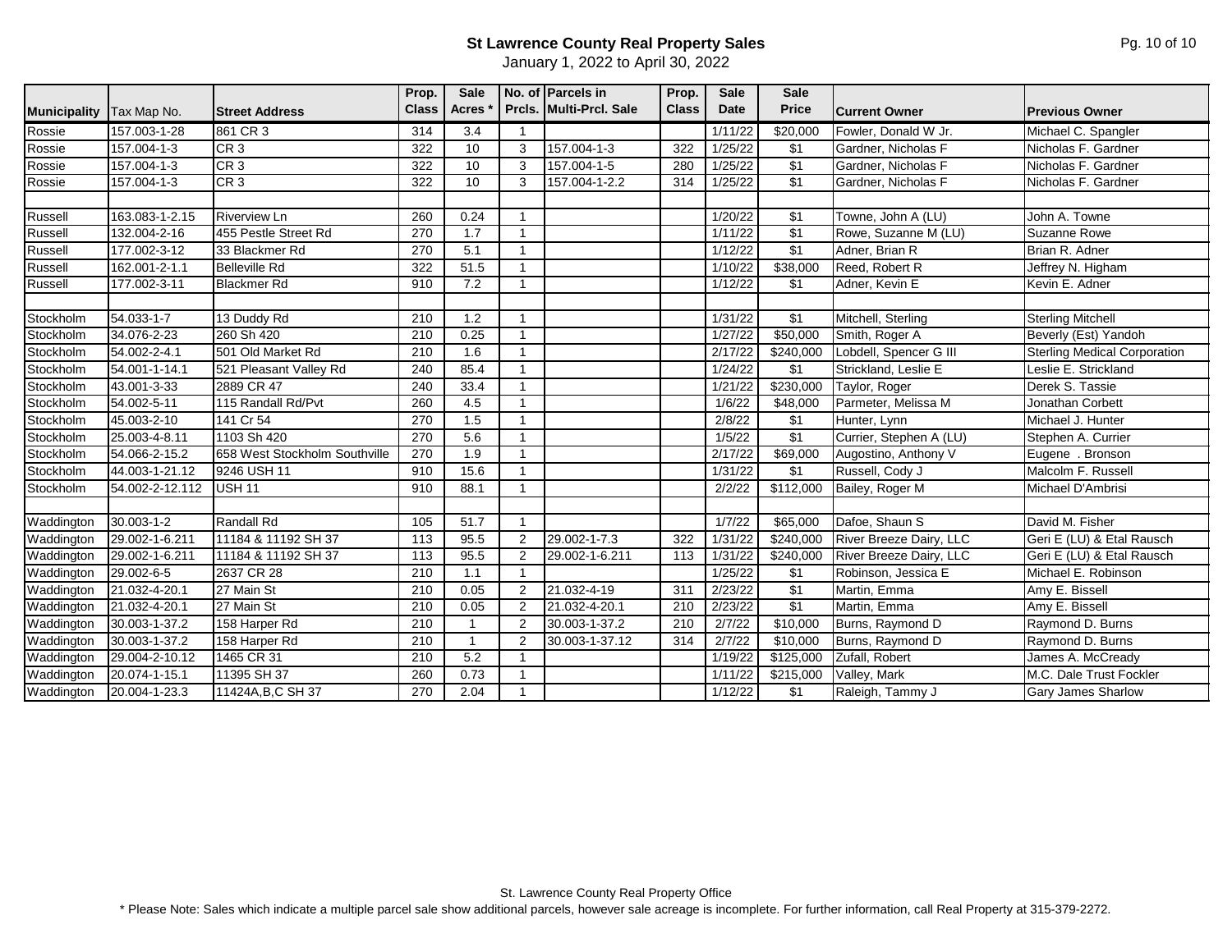# St Lawrence County Real Property Sales

January 1, 2022 to April 30, 2022

| Municipality | Tax Map No. | Street Address | Prop. Class | Sale Acres * | No. of Prcls. | Parcels in Multi-Prcl. Sale | Prop. Class | Sale Date | Sale Price | Current Owner | Previous Owner |
|---|---|---|---|---|---|---|---|---|---|---|---|
| Rossie | 157.003-1-28 | 861 CR 3 | 314 | 3.4 | 1 | | | 1/11/22 | $20,000 | Fowler, Donald W Jr. | Michael C. Spangler |
| Rossie | 157.004-1-3 | CR 3 | 322 | 10 | 3 | 157.004-1-3 | 322 | 1/25/22 | $1 | Gardner, Nicholas F | Nicholas F. Gardner |
| Rossie | 157.004-1-3 | CR 3 | 322 | 10 | 3 | 157.004-1-5 | 280 | 1/25/22 | $1 | Gardner, Nicholas F | Nicholas F. Gardner |
| Rossie | 157.004-1-3 | CR 3 | 322 | 10 | 3 | 157.004-1-2.2 | 314 | 1/25/22 | $1 | Gardner, Nicholas F | Nicholas F. Gardner |
| | | | | | | | | | | | |
| Russell | 163.083-1-2.15 | Riverview Ln | 260 | 0.24 | 1 | | | 1/20/22 | $1 | Towne, John A (LU) | John A. Towne |
| Russell | 132.004-2-16 | 455 Pestle Street Rd | 270 | 1.7 | 1 | | | 1/11/22 | $1 | Rowe, Suzanne M (LU) | Suzanne Rowe |
| Russell | 177.002-3-12 | 33 Blackmer Rd | 270 | 5.1 | 1 | | | 1/12/22 | $1 | Adner, Brian R | Brian R. Adner |
| Russell | 162.001-2-1.1 | Belleville Rd | 322 | 51.5 | 1 | | | 1/10/22 | $38,000 | Reed, Robert R | Jeffrey N. Higham |
| Russell | 177.002-3-11 | Blackmer Rd | 910 | 7.2 | 1 | | | 1/12/22 | $1 | Adner, Kevin E | Kevin E. Adner |
| | | | | | | | | | | | |
| Stockholm | 54.033-1-7 | 13 Duddy Rd | 210 | 1.2 | 1 | | | 1/31/22 | $1 | Mitchell, Sterling | Sterling Mitchell |
| Stockholm | 34.076-2-23 | 260 Sh 420 | 210 | 0.25 | 1 | | | 1/27/22 | $50,000 | Smith, Roger A | Beverly (Est) Yandoh |
| Stockholm | 54.002-2-4.1 | 501 Old Market Rd | 210 | 1.6 | 1 | | | 2/17/22 | $240,000 | Lobdell, Spencer G III | Sterling Medical Corporation |
| Stockholm | 54.001-1-14.1 | 521 Pleasant Valley Rd | 240 | 85.4 | 1 | | | 1/24/22 | $1 | Strickland, Leslie E | Leslie E. Strickland |
| Stockholm | 43.001-3-33 | 2889 CR 47 | 240 | 33.4 | 1 | | | 1/21/22 | $230,000 | Taylor, Roger | Derek S. Tassie |
| Stockholm | 54.002-5-11 | 115 Randall Rd/Pvt | 260 | 4.5 | 1 | | | 1/6/22 | $48,000 | Parmeter, Melissa M | Jonathan Corbett |
| Stockholm | 45.003-2-10 | 141 Cr 54 | 270 | 1.5 | 1 | | | 2/8/22 | $1 | Hunter, Lynn | Michael J. Hunter |
| Stockholm | 25.003-4-8.11 | 1103 Sh 420 | 270 | 5.6 | 1 | | | 1/5/22 | $1 | Currier, Stephen A (LU) | Stephen A. Currier |
| Stockholm | 54.066-2-15.2 | 658 West Stockholm Southville | 270 | 1.9 | 1 | | | 2/17/22 | $69,000 | Augostino, Anthony V | Eugene . Bronson |
| Stockholm | 44.003-1-21.12 | 9246 USH 11 | 910 | 15.6 | 1 | | | 1/31/22 | $1 | Russell, Cody J | Malcolm F. Russell |
| Stockholm | 54.002-2-12.112 | USH 11 | 910 | 88.1 | 1 | | | 2/2/22 | $112,000 | Bailey, Roger M | Michael D'Ambrisi |
| | | | | | | | | | | | |
| Waddington | 30.003-1-2 | Randall Rd | 105 | 51.7 | 1 | | | 1/7/22 | $65,000 | Dafoe, Shaun S | David M. Fisher |
| Waddington | 29.002-1-6.211 | 11184 & 11192 SH 37 | 113 | 95.5 | 2 | 29.002-1-7.3 | 322 | 1/31/22 | $240,000 | River Breeze Dairy, LLC | Geri E (LU) & Etal Rausch |
| Waddington | 29.002-1-6.211 | 11184 & 11192 SH 37 | 113 | 95.5 | 2 | 29.002-1-6.211 | 113 | 1/31/22 | $240,000 | River Breeze Dairy, LLC | Geri E (LU) & Etal Rausch |
| Waddington | 29.002-6-5 | 2637 CR 28 | 210 | 1.1 | 1 | | | 1/25/22 | $1 | Robinson, Jessica E | Michael E. Robinson |
| Waddington | 21.032-4-20.1 | 27 Main St | 210 | 0.05 | 2 | 21.032-4-19 | 311 | 2/23/22 | $1 | Martin, Emma | Amy E. Bissell |
| Waddington | 21.032-4-20.1 | 27 Main St | 210 | 0.05 | 2 | 21.032-4-20.1 | 210 | 2/23/22 | $1 | Martin, Emma | Amy E. Bissell |
| Waddington | 30.003-1-37.2 | 158 Harper Rd | 210 | 1 | 2 | 30.003-1-37.2 | 210 | 2/7/22 | $10,000 | Burns, Raymond D | Raymond D. Burns |
| Waddington | 30.003-1-37.2 | 158 Harper Rd | 210 | 1 | 2 | 30.003-1-37.12 | 314 | 2/7/22 | $10,000 | Burns, Raymond D | Raymond D. Burns |
| Waddington | 29.004-2-10.12 | 1465 CR 31 | 210 | 5.2 | 1 | | | 1/19/22 | $125,000 | Zufall, Robert | James A. McCready |
| Waddington | 20.074-1-15.1 | 11395 SH 37 | 260 | 0.73 | 1 | | | 1/11/22 | $215,000 | Valley, Mark | M.C. Dale Trust Fockler |
| Waddington | 20.004-1-23.3 | 11424A,B,C SH 37 | 270 | 2.04 | 1 | | | 1/12/22 | $1 | Raleigh, Tammy J | Gary James Sharlow |

St. Lawrence County Real Property Office

* Please Note: Sales which indicate a multiple parcel sale show additional parcels, however sale acreage is incomplete. For further information, call Real Property at 315-379-2272.